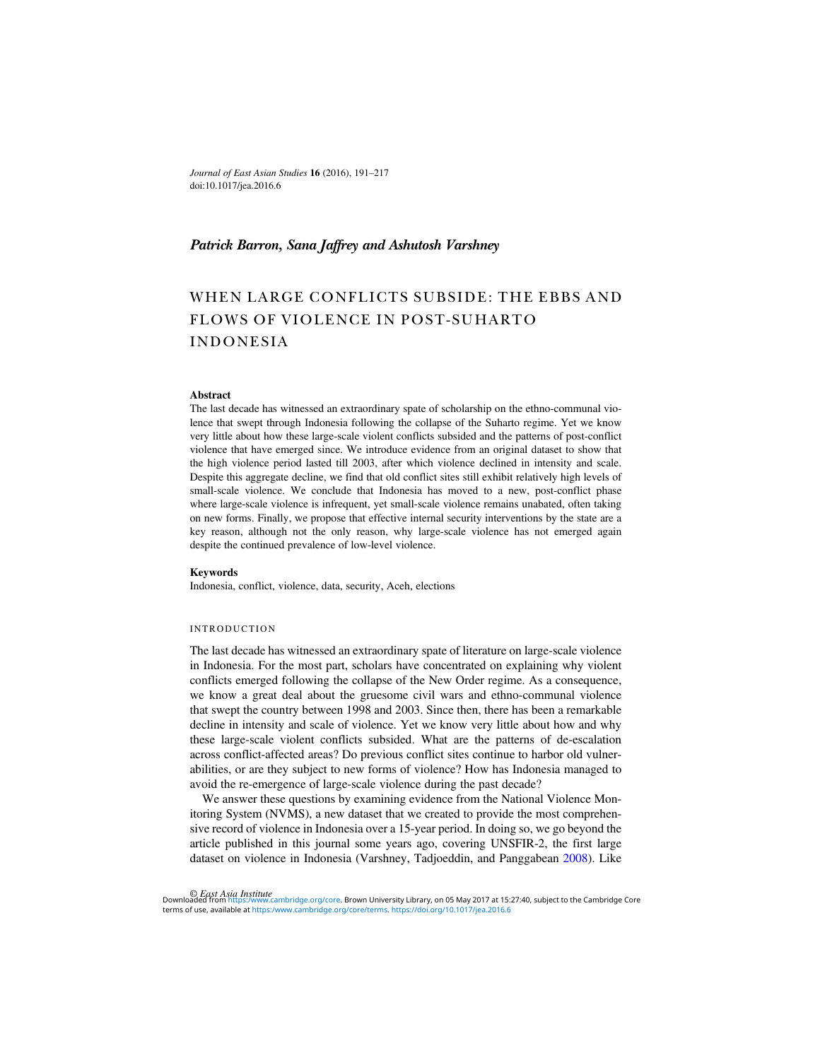*Patrick Barron, Sana Jaffrey and Ashutosh Varshney*

# WHEN LARGE CONFLICTS SUBSIDE: THE EBBS AND FLOWS OF VIOLENCE IN POST-SUHARTO INDONESIA

## Abstract

The last decade has witnessed an extraordinary spate of scholarship on the ethno-communal violence that swept through Indonesia following the collapse of the Suharto regime. Yet we know very little about how these large-scale violent conflicts subsided and the patterns of post-conflict violence that have emerged since. We introduce evidence from an original dataset to show that the high violence period lasted till 2003, after which violence declined in intensity and scale. Despite this aggregate decline, we find that old conflict sites still exhibit relatively high levels of small-scale violence. We conclude that Indonesia has moved to a new, post-conflict phase where large-scale violence is infrequent, yet small-scale violence remains unabated, often taking on new forms. Finally, we propose that effective internal security interventions by the state are a key reason, although not the only reason, why large-scale violence has not emerged again despite the continued prevalence of low-level violence.

## Keywords

Indonesia, conflict, violence, data, security, Aceh, elections

## INTRODUCTION

The last decade has witnessed an extraordinary spate of literature on large-scale violence in Indonesia. For the most part, scholars have concentrated on explaining why violent conflicts emerged following the collapse of the New Order regime. As a consequence, we know a great deal about the gruesome civil wars and ethno-communal violence that swept the country between 1998 and 2003. Since then, there has been a remarkable decline in intensity and scale of violence. Yet we know very little about how and why these large-scale violent conflicts subsided. What are the patterns of de-escalation across conflict-affected areas? Do previous conflict sites continue to harbor old vulnerabilities, or are they subject to new forms of violence? How has Indonesia managed to avoid the re-emergence of large-scale violence during the past decade?

We answer these questions by examining evidence from the National Violence Monitoring System (NVMS), a new dataset that we created to provide the most comprehensive record of violence in Indonesia over a 15-year period. In doing so, we go beyond the article published in this journal some years ago, covering UNSFIR-2, the first large dataset on violence in Indonesia (Varshney, Tadjoeddin, and Panggabean 2008). Like

© East Asia Institute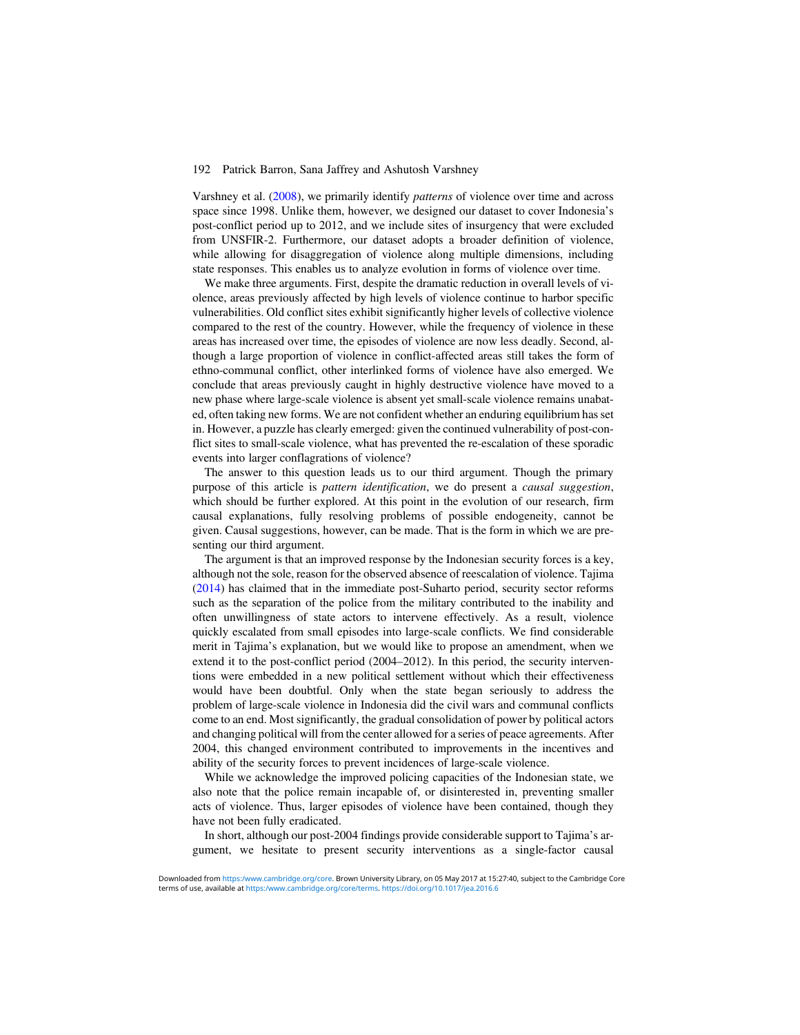Varshney et al. (2008), we primarily identify *patterns* of violence over time and across space since 1998. Unlike them, however, we designed our dataset to cover Indonesia's post-conflict period up to 2012, and we include sites of insurgency that were excluded from UNSFIR-2. Furthermore, our dataset adopts a broader definition of violence, while allowing for disaggregation of violence along multiple dimensions, including state responses. This enables us to analyze evolution in forms of violence over time.

We make three arguments. First, despite the dramatic reduction in overall levels of violence, areas previously affected by high levels of violence continue to harbor specific vulnerabilities. Old conflict sites exhibit significantly higher levels of collective violence compared to the rest of the country. However, while the frequency of violence in these areas has increased over time, the episodes of violence are now less deadly. Second, although a large proportion of violence in conflict-affected areas still takes the form of ethno-communal conflict, other interlinked forms of violence have also emerged. We conclude that areas previously caught in highly destructive violence have moved to a new phase where large-scale violence is absent yet small-scale violence remains unabated, often taking new forms. We are not confident whether an enduring equilibrium has set in. However, a puzzle has clearly emerged: given the continued vulnerability of post-conflict sites to small-scale violence, what has prevented the re-escalation of these sporadic events into larger conflagrations of violence?

The answer to this question leads us to our third argument. Though the primary purpose of this article is *pattern identification*, we do present a *causal suggestion*, which should be further explored. At this point in the evolution of our research, firm causal explanations, fully resolving problems of possible endogeneity, cannot be given. Causal suggestions, however, can be made. That is the form in which we are presenting our third argument.

The argument is that an improved response by the Indonesian security forces is a key, although not the sole, reason for the observed absence of reescalation of violence. Tajima (2014) has claimed that in the immediate post-Suharto period, security sector reforms such as the separation of the police from the military contributed to the inability and often unwillingness of state actors to intervene effectively. As a result, violence quickly escalated from small episodes into large-scale conflicts. We find considerable merit in Tajima's explanation, but we would like to propose an amendment, when we extend it to the post-conflict period (2004–2012). In this period, the security interventions were embedded in a new political settlement without which their effectiveness would have been doubtful. Only when the state began seriously to address the problem of large-scale violence in Indonesia did the civil wars and communal conflicts come to an end. Most significantly, the gradual consolidation of power by political actors and changing political will from the center allowed for a series of peace agreements. After 2004, this changed environment contributed to improvements in the incentives and ability of the security forces to prevent incidences of large-scale violence.

While we acknowledge the improved policing capacities of the Indonesian state, we also note that the police remain incapable of, or disinterested in, preventing smaller acts of violence. Thus, larger episodes of violence have been contained, though they have not been fully eradicated.

In short, although our post-2004 findings provide considerable support to Tajima's argument, we hesitate to present security interventions as a single-factor causal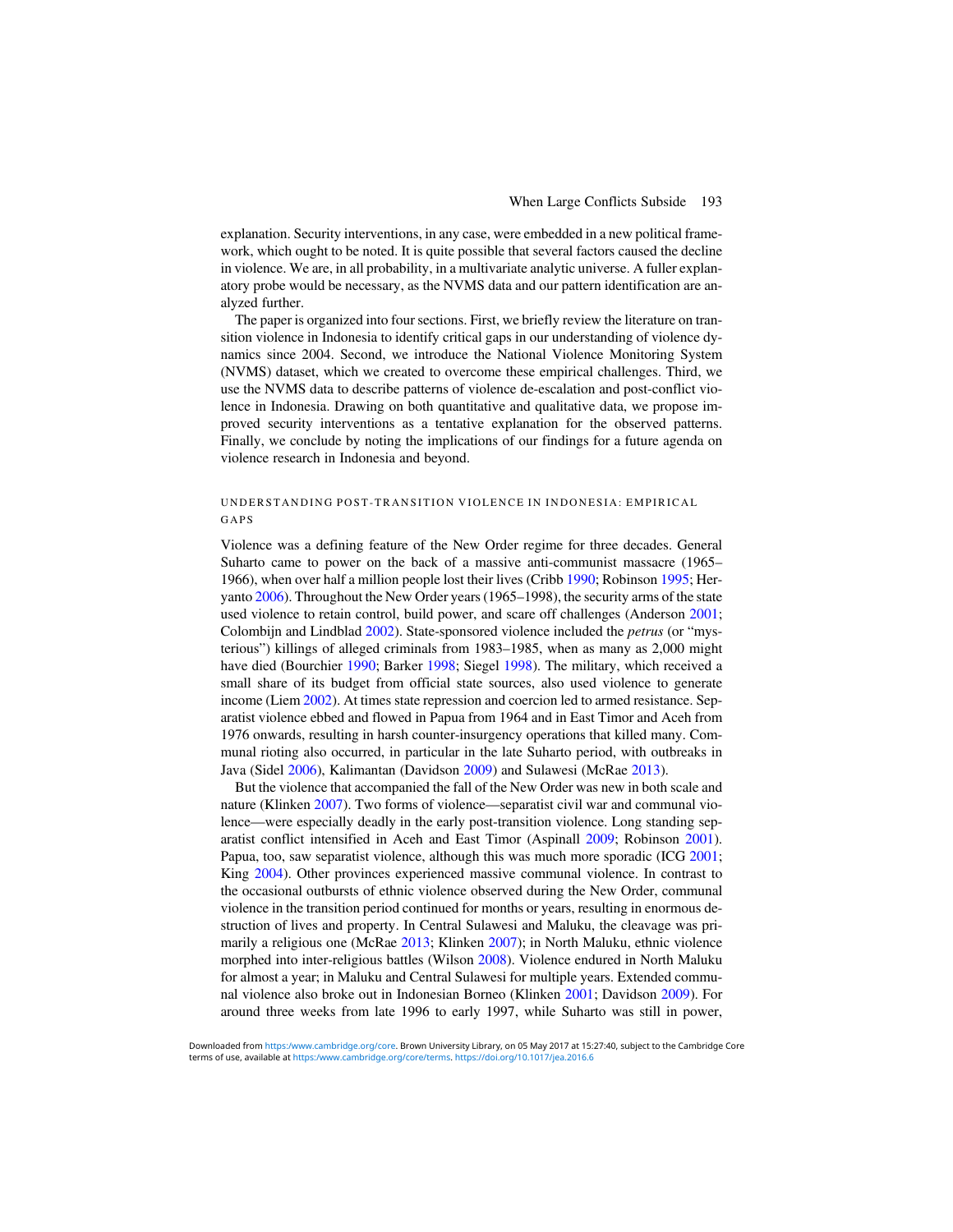explanation. Security interventions, in any case, were embedded in a new political framework, which ought to be noted. It is quite possible that several factors caused the decline in violence. We are, in all probability, in a multivariate analytic universe. A fuller explanatory probe would be necessary, as the NVMS data and our pattern identification are analyzed further.

The paper is organized into four sections. First, we briefly review the literature on transition violence in Indonesia to identify critical gaps in our understanding of violence dynamics since 2004. Second, we introduce the National Violence Monitoring System (NVMS) dataset, which we created to overcome these empirical challenges. Third, we use the NVMS data to describe patterns of violence de-escalation and post-conflict violence in Indonesia. Drawing on both quantitative and qualitative data, we propose improved security interventions as a tentative explanation for the observed patterns. Finally, we conclude by noting the implications of our findings for a future agenda on violence research in Indonesia and beyond.

## UNDERSTANDING POST-TRANSITION VIOLENCE IN INDONESIA: EMPIRICAL GAPS

Violence was a defining feature of the New Order regime for three decades. General Suharto came to power on the back of a massive anti-communist massacre (1965–1966), when over half a million people lost their lives (Cribb 1990; Robinson 1995; Heryanto 2006). Throughout the New Order years (1965–1998), the security arms of the state used violence to retain control, build power, and scare off challenges (Anderson 2001; Colombijn and Lindblad 2002). State-sponsored violence included the *petrus* (or "mysterious") killings of alleged criminals from 1983–1985, when as many as 2,000 might have died (Bourchier 1990; Barker 1998; Siegel 1998). The military, which received a small share of its budget from official state sources, also used violence to generate income (Liem 2002). At times state repression and coercion led to armed resistance. Separatist violence ebbed and flowed in Papua from 1964 and in East Timor and Aceh from 1976 onwards, resulting in harsh counter-insurgency operations that killed many. Communal rioting also occurred, in particular in the late Suharto period, with outbreaks in Java (Sidel 2006), Kalimantan (Davidson 2009) and Sulawesi (McRae 2013).

But the violence that accompanied the fall of the New Order was new in both scale and nature (Klinken 2007). Two forms of violence—separatist civil war and communal violence—were especially deadly in the early post-transition violence. Long standing separatist conflict intensified in Aceh and East Timor (Aspinall 2009; Robinson 2001). Papua, too, saw separatist violence, although this was much more sporadic (ICG 2001; King 2004). Other provinces experienced massive communal violence. In contrast to the occasional outbursts of ethnic violence observed during the New Order, communal violence in the transition period continued for months or years, resulting in enormous destruction of lives and property. In Central Sulawesi and Maluku, the cleavage was primarily a religious one (McRae 2013; Klinken 2007); in North Maluku, ethnic violence morphed into inter-religious battles (Wilson 2008). Violence endured in North Maluku for almost a year; in Maluku and Central Sulawesi for multiple years. Extended communal violence also broke out in Indonesian Borneo (Klinken 2001; Davidson 2009). For around three weeks from late 1996 to early 1997, while Suharto was still in power,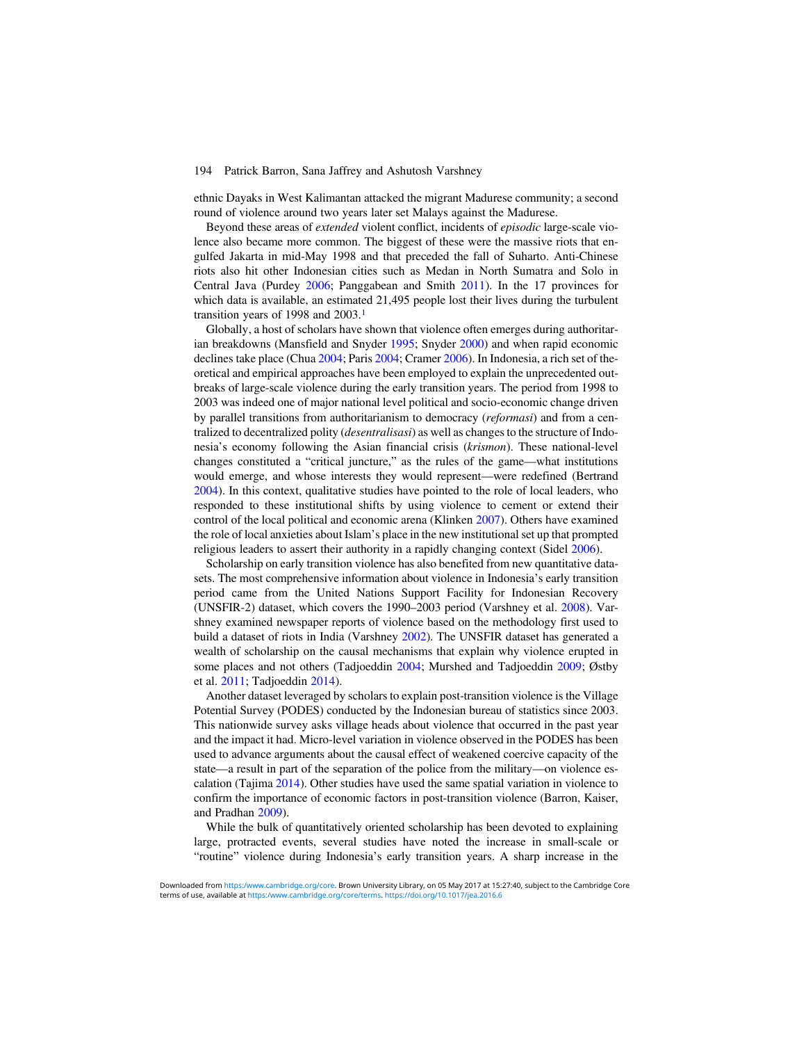ethnic Dayaks in West Kalimantan attacked the migrant Madurese community; a second round of violence around two years later set Malays against the Madurese.

Beyond these areas of *extended* violent conflict, incidents of *episodic* large-scale violence also became more common. The biggest of these were the massive riots that engulfed Jakarta in mid-May 1998 and that preceded the fall of Suharto. Anti-Chinese riots also hit other Indonesian cities such as Medan in North Sumatra and Solo in Central Java (Purdey 2006; Panggabean and Smith 2011). In the 17 provinces for which data is available, an estimated 21,495 people lost their lives during the turbulent transition years of 1998 and 2003.[1]

Globally, a host of scholars have shown that violence often emerges during authoritarian breakdowns (Mansfield and Snyder 1995; Snyder 2000) and when rapid economic declines take place (Chua 2004; Paris 2004; Cramer 2006). In Indonesia, a rich set of theoretical and empirical approaches have been employed to explain the unprecedented outbreaks of large-scale violence during the early transition years. The period from 1998 to 2003 was indeed one of major national level political and socio-economic change driven by parallel transitions from authoritarianism to democracy (*reformasi*) and from a centralized to decentralized polity (*desentralisasi*) as well as changes to the structure of Indonesia's economy following the Asian financial crisis (*krismon*). These national-level changes constituted a "critical juncture," as the rules of the game—what institutions would emerge, and whose interests they would represent—were redefined (Bertrand 2004). In this context, qualitative studies have pointed to the role of local leaders, who responded to these institutional shifts by using violence to cement or extend their control of the local political and economic arena (Klinken 2007). Others have examined the role of local anxieties about Islam's place in the new institutional set up that prompted religious leaders to assert their authority in a rapidly changing context (Sidel 2006).

Scholarship on early transition violence has also benefited from new quantitative datasets. The most comprehensive information about violence in Indonesia's early transition period came from the United Nations Support Facility for Indonesian Recovery (UNSFIR-2) dataset, which covers the 1990–2003 period (Varshney et al. 2008). Varshney examined newspaper reports of violence based on the methodology first used to build a dataset of riots in India (Varshney 2002). The UNSFIR dataset has generated a wealth of scholarship on the causal mechanisms that explain why violence erupted in some places and not others (Tadjoeddin 2004; Murshed and Tadjoeddin 2009; Østby et al. 2011; Tadjoeddin 2014).

Another dataset leveraged by scholars to explain post-transition violence is the Village Potential Survey (PODES) conducted by the Indonesian bureau of statistics since 2003. This nationwide survey asks village heads about violence that occurred in the past year and the impact it had. Micro-level variation in violence observed in the PODES has been used to advance arguments about the causal effect of weakened coercive capacity of the state—a result in part of the separation of the police from the military—on violence escalation (Tajima 2014). Other studies have used the same spatial variation in violence to confirm the importance of economic factors in post-transition violence (Barron, Kaiser, and Pradhan 2009).

While the bulk of quantitatively oriented scholarship has been devoted to explaining large, protracted events, several studies have noted the increase in small-scale or "routine" violence during Indonesia's early transition years. A sharp increase in the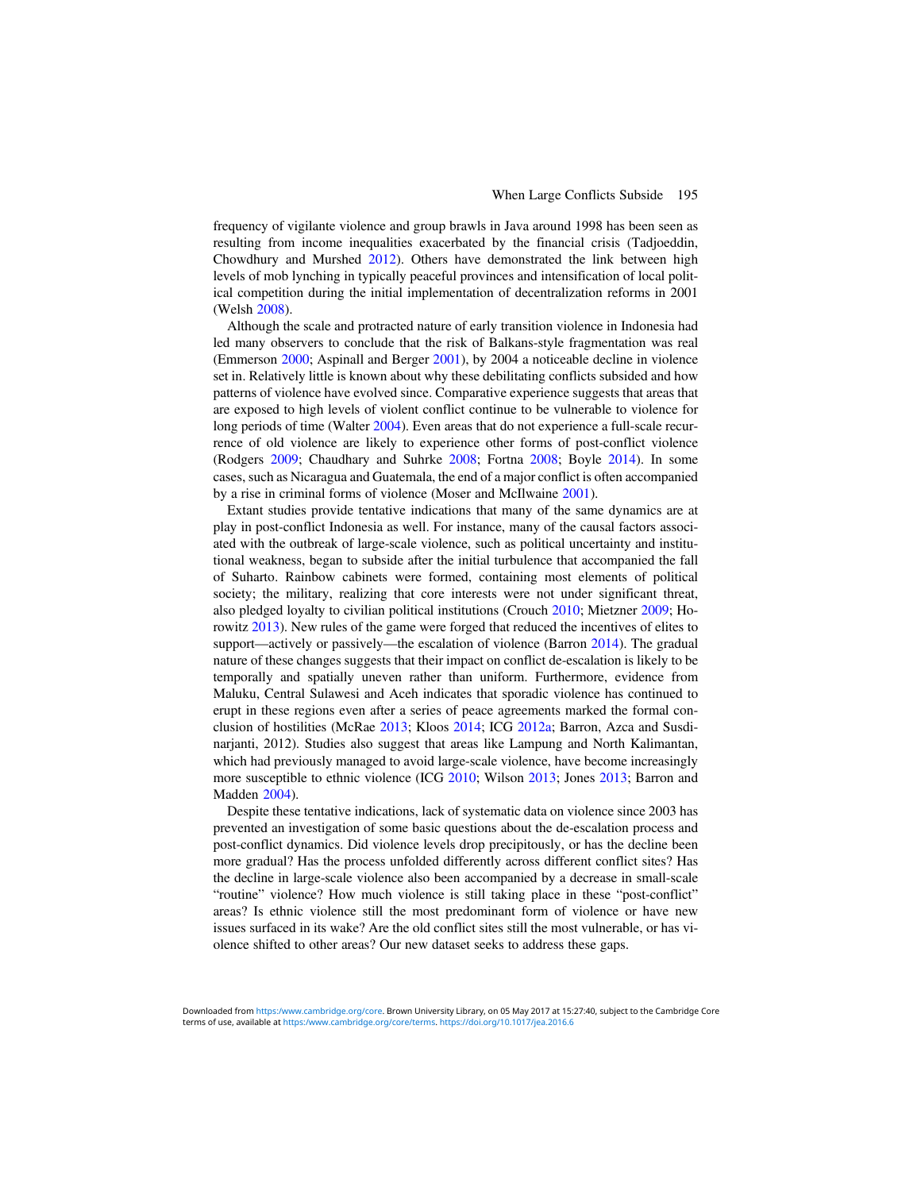frequency of vigilante violence and group brawls in Java around 1998 has been seen as resulting from income inequalities exacerbated by the financial crisis (Tadjoeddin, Chowdhury and Murshed 2012). Others have demonstrated the link between high levels of mob lynching in typically peaceful provinces and intensification of local political competition during the initial implementation of decentralization reforms in 2001 (Welsh 2008).

Although the scale and protracted nature of early transition violence in Indonesia had led many observers to conclude that the risk of Balkans-style fragmentation was real (Emmerson 2000; Aspinall and Berger 2001), by 2004 a noticeable decline in violence set in. Relatively little is known about why these debilitating conflicts subsided and how patterns of violence have evolved since. Comparative experience suggests that areas that are exposed to high levels of violent conflict continue to be vulnerable to violence for long periods of time (Walter 2004). Even areas that do not experience a full-scale recurrence of old violence are likely to experience other forms of post-conflict violence (Rodgers 2009; Chaudhary and Suhrke 2008; Fortna 2008; Boyle 2014). In some cases, such as Nicaragua and Guatemala, the end of a major conflict is often accompanied by a rise in criminal forms of violence (Moser and McIlwaine 2001).

Extant studies provide tentative indications that many of the same dynamics are at play in post-conflict Indonesia as well. For instance, many of the causal factors associated with the outbreak of large-scale violence, such as political uncertainty and institutional weakness, began to subside after the initial turbulence that accompanied the fall of Suharto. Rainbow cabinets were formed, containing most elements of political society; the military, realizing that core interests were not under significant threat, also pledged loyalty to civilian political institutions (Crouch 2010; Mietzner 2009; Horowitz 2013). New rules of the game were forged that reduced the incentives of elites to support—actively or passively—the escalation of violence (Barron 2014). The gradual nature of these changes suggests that their impact on conflict de-escalation is likely to be temporally and spatially uneven rather than uniform. Furthermore, evidence from Maluku, Central Sulawesi and Aceh indicates that sporadic violence has continued to erupt in these regions even after a series of peace agreements marked the formal conclusion of hostilities (McRae 2013; Kloos 2014; ICG 2012a; Barron, Azca and Susdinarjanti, 2012). Studies also suggest that areas like Lampung and North Kalimantan, which had previously managed to avoid large-scale violence, have become increasingly more susceptible to ethnic violence (ICG 2010; Wilson 2013; Jones 2013; Barron and Madden 2004).

Despite these tentative indications, lack of systematic data on violence since 2003 has prevented an investigation of some basic questions about the de-escalation process and post-conflict dynamics. Did violence levels drop precipitously, or has the decline been more gradual? Has the process unfolded differently across different conflict sites? Has the decline in large-scale violence also been accompanied by a decrease in small-scale "routine" violence? How much violence is still taking place in these "post-conflict" areas? Is ethnic violence still the most predominant form of violence or have new issues surfaced in its wake? Are the old conflict sites still the most vulnerable, or has violence shifted to other areas? Our new dataset seeks to address these gaps.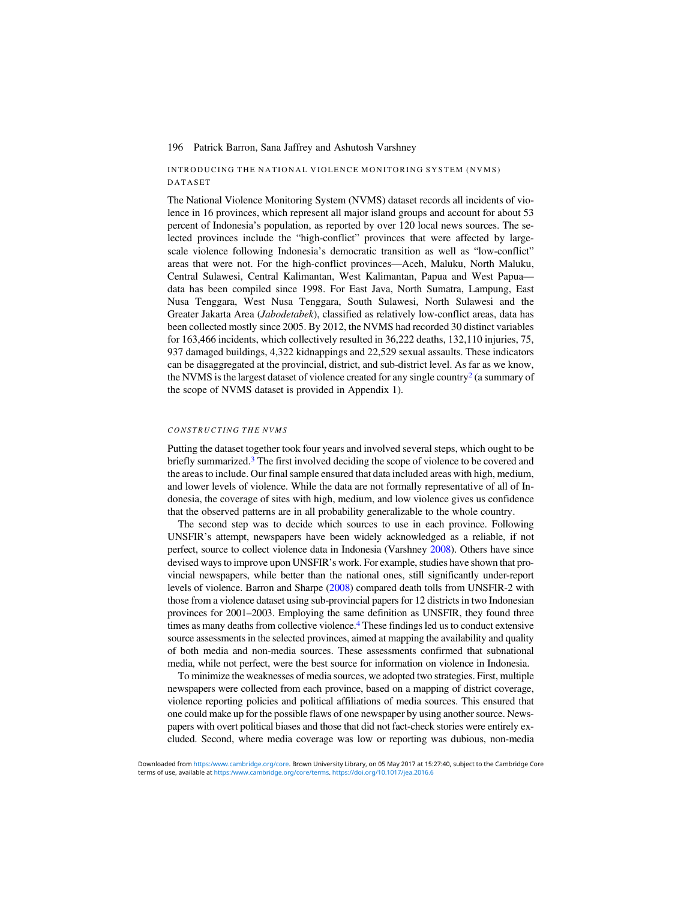## INTRODUCING THE NATIONAL VIOLENCE MONITORING SYSTEM (NVMS) DATASET

The National Violence Monitoring System (NVMS) dataset records all incidents of violence in 16 provinces, which represent all major island groups and account for about 53 percent of Indonesia's population, as reported by over 120 local news sources. The selected provinces include the "high-conflict" provinces that were affected by large-scale violence following Indonesia's democratic transition as well as "low-conflict" areas that were not. For the high-conflict provinces—Aceh, Maluku, North Maluku, Central Sulawesi, Central Kalimantan, West Kalimantan, Papua and West Papua—data has been compiled since 1998. For East Java, North Sumatra, Lampung, East Nusa Tenggara, West Nusa Tenggara, South Sulawesi, North Sulawesi and the Greater Jakarta Area (*Jabodetabek*), classified as relatively low-conflict areas, data has been collected mostly since 2005. By 2012, the NVMS had recorded 30 distinct variables for 163,466 incidents, which collectively resulted in 36,222 deaths, 132,110 injuries, 75,937 damaged buildings, 4,322 kidnappings and 22,529 sexual assaults. These indicators can be disaggregated at the provincial, district, and sub-district level. As far as we know, the NVMS is the largest dataset of violence created for any single country[2] (a summary of the scope of NVMS dataset is provided in Appendix 1).

### *CONSTRUCTING THE NVMS*

Putting the dataset together took four years and involved several steps, which ought to be briefly summarized.[3] The first involved deciding the scope of violence to be covered and the areas to include. Our final sample ensured that data included areas with high, medium, and lower levels of violence. While the data are not formally representative of all of Indonesia, the coverage of sites with high, medium, and low violence gives us confidence that the observed patterns are in all probability generalizable to the whole country.

The second step was to decide which sources to use in each province. Following UNSFIR's attempt, newspapers have been widely acknowledged as a reliable, if not perfect, source to collect violence data in Indonesia (Varshney 2008). Others have since devised ways to improve upon UNSFIR's work. For example, studies have shown that provincial newspapers, while better than the national ones, still significantly under-report levels of violence. Barron and Sharpe (2008) compared death tolls from UNSFIR-2 with those from a violence dataset using sub-provincial papers for 12 districts in two Indonesian provinces for 2001–2003. Employing the same definition as UNSFIR, they found three times as many deaths from collective violence.[4] These findings led us to conduct extensive source assessments in the selected provinces, aimed at mapping the availability and quality of both media and non-media sources. These assessments confirmed that subnational media, while not perfect, were the best source for information on violence in Indonesia.

To minimize the weaknesses of media sources, we adopted two strategies. First, multiple newspapers were collected from each province, based on a mapping of district coverage, violence reporting policies and political affiliations of media sources. This ensured that one could make up for the possible flaws of one newspaper by using another source. Newspapers with overt political biases and those that did not fact-check stories were entirely excluded. Second, where media coverage was low or reporting was dubious, non-media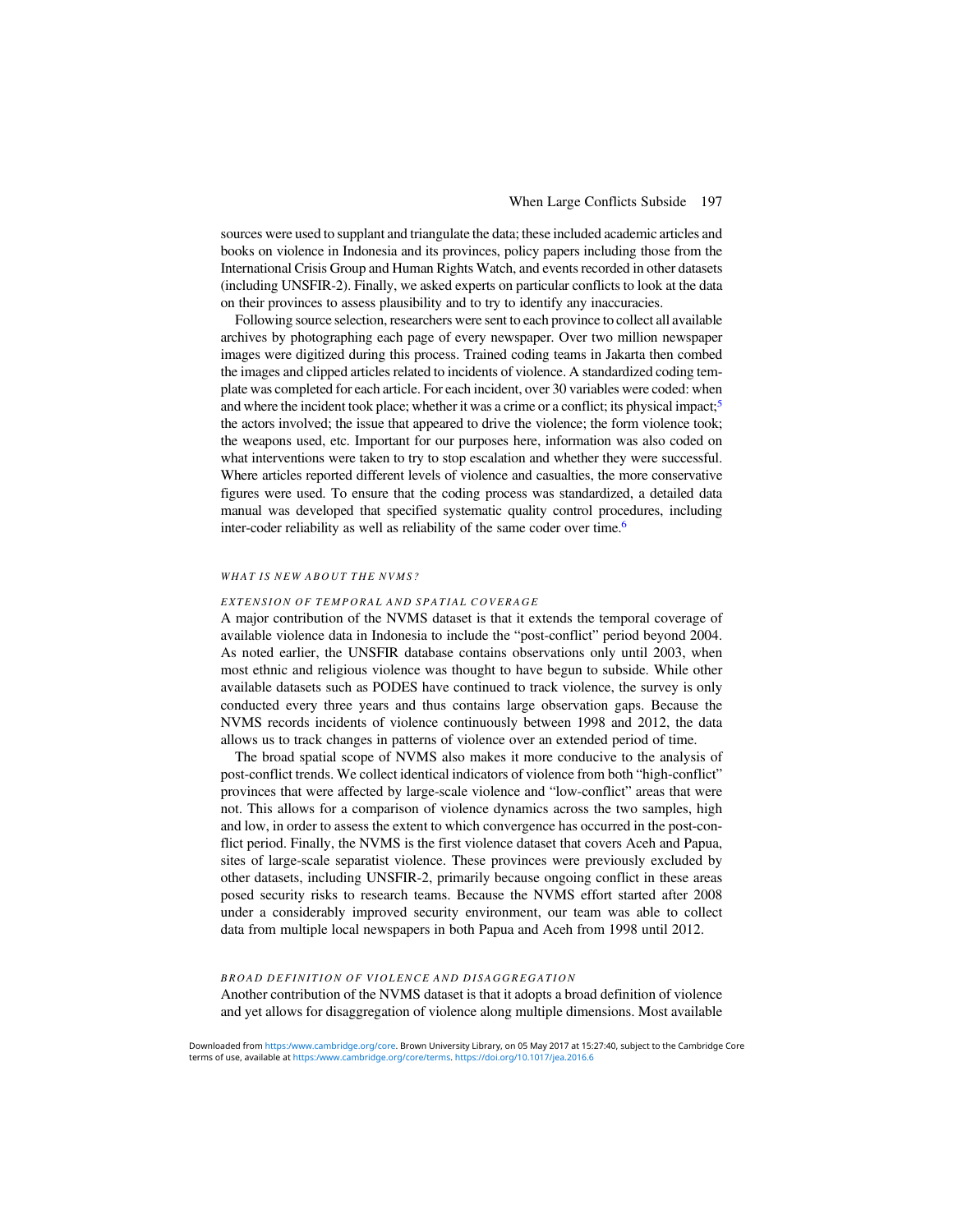sources were used to supplant and triangulate the data; these included academic articles and books on violence in Indonesia and its provinces, policy papers including those from the International Crisis Group and Human Rights Watch, and events recorded in other datasets (including UNSFIR-2). Finally, we asked experts on particular conflicts to look at the data on their provinces to assess plausibility and to try to identify any inaccuracies.

Following source selection, researchers were sent to each province to collect all available archives by photographing each page of every newspaper. Over two million newspaper images were digitized during this process. Trained coding teams in Jakarta then combed the images and clipped articles related to incidents of violence. A standardized coding template was completed for each article. For each incident, over 30 variables were coded: when and where the incident took place; whether it was a crime or a conflict; its physical impact;[5] the actors involved; the issue that appeared to drive the violence; the form violence took; the weapons used, etc. Important for our purposes here, information was also coded on what interventions were taken to try to stop escalation and whether they were successful. Where articles reported different levels of violence and casualties, the more conservative figures were used. To ensure that the coding process was standardized, a detailed data manual was developed that specified systematic quality control procedures, including inter-coder reliability as well as reliability of the same coder over time.[6]

## *WHAT IS NEW ABOUT THE NVMS?*

### *EXTENSION OF TEMPORAL AND SPATIAL COVERAGE*

A major contribution of the NVMS dataset is that it extends the temporal coverage of available violence data in Indonesia to include the "post-conflict" period beyond 2004. As noted earlier, the UNSFIR database contains observations only until 2003, when most ethnic and religious violence was thought to have begun to subside. While other available datasets such as PODES have continued to track violence, the survey is only conducted every three years and thus contains large observation gaps. Because the NVMS records incidents of violence continuously between 1998 and 2012, the data allows us to track changes in patterns of violence over an extended period of time.

The broad spatial scope of NVMS also makes it more conducive to the analysis of post-conflict trends. We collect identical indicators of violence from both "high-conflict" provinces that were affected by large-scale violence and "low-conflict" areas that were not. This allows for a comparison of violence dynamics across the two samples, high and low, in order to assess the extent to which convergence has occurred in the post-conflict period. Finally, the NVMS is the first violence dataset that covers Aceh and Papua, sites of large-scale separatist violence. These provinces were previously excluded by other datasets, including UNSFIR-2, primarily because ongoing conflict in these areas posed security risks to research teams. Because the NVMS effort started after 2008 under a considerably improved security environment, our team was able to collect data from multiple local newspapers in both Papua and Aceh from 1998 until 2012.

### *BROAD DEFINITION OF VIOLENCE AND DISAGGREGATION*

Another contribution of the NVMS dataset is that it adopts a broad definition of violence and yet allows for disaggregation of violence along multiple dimensions. Most available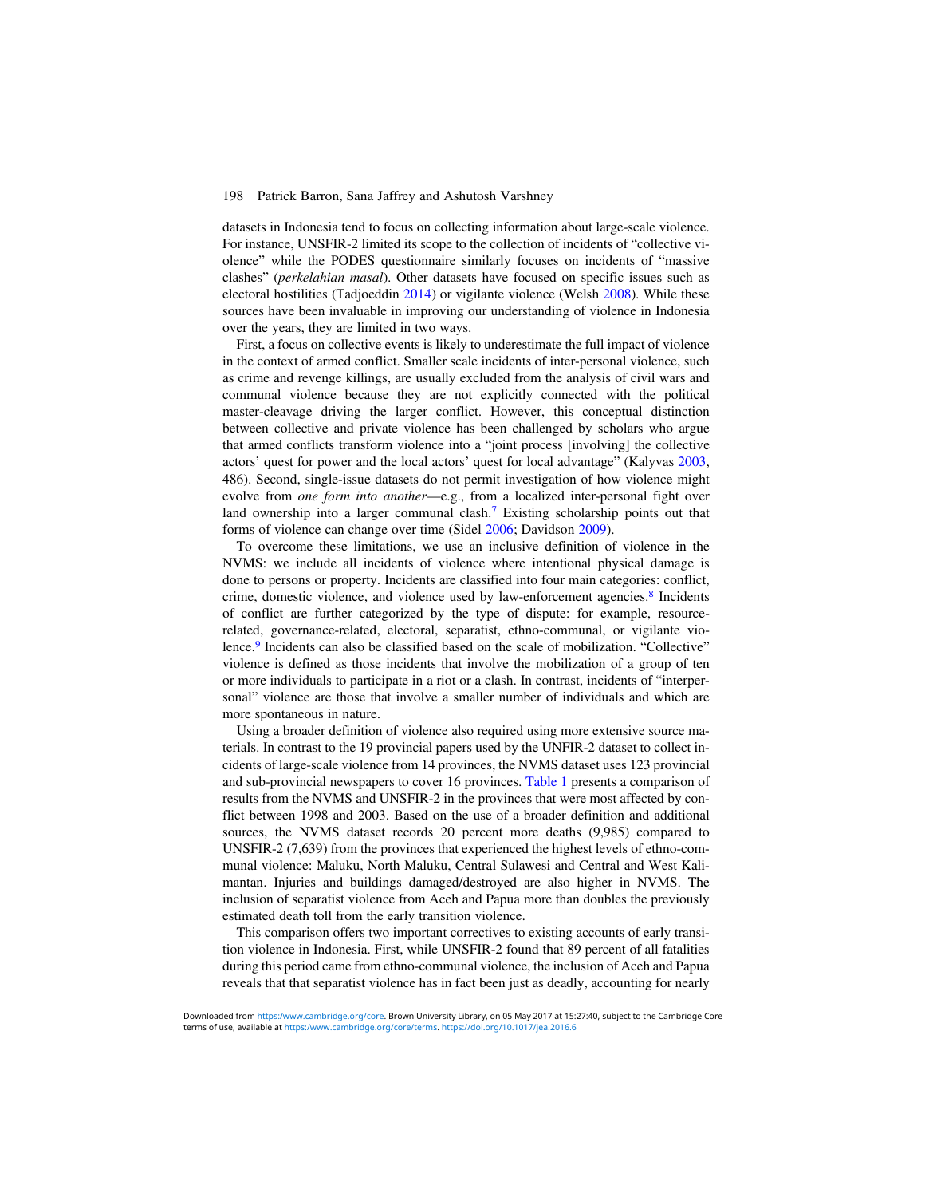datasets in Indonesia tend to focus on collecting information about large-scale violence. For instance, UNSFIR-2 limited its scope to the collection of incidents of "collective violence" while the PODES questionnaire similarly focuses on incidents of "massive clashes" (*perkelahian masal*). Other datasets have focused on specific issues such as electoral hostilities (Tadjoeddin 2014) or vigilante violence (Welsh 2008). While these sources have been invaluable in improving our understanding of violence in Indonesia over the years, they are limited in two ways.

First, a focus on collective events is likely to underestimate the full impact of violence in the context of armed conflict. Smaller scale incidents of inter-personal violence, such as crime and revenge killings, are usually excluded from the analysis of civil wars and communal violence because they are not explicitly connected with the political master-cleavage driving the larger conflict. However, this conceptual distinction between collective and private violence has been challenged by scholars who argue that armed conflicts transform violence into a "joint process [involving] the collective actors' quest for power and the local actors' quest for local advantage" (Kalyvas 2003, 486). Second, single-issue datasets do not permit investigation of how violence might evolve from *one form into another*—e.g., from a localized inter-personal fight over land ownership into a larger communal clash.[7] Existing scholarship points out that forms of violence can change over time (Sidel 2006; Davidson 2009).

To overcome these limitations, we use an inclusive definition of violence in the NVMS: we include all incidents of violence where intentional physical damage is done to persons or property. Incidents are classified into four main categories: conflict, crime, domestic violence, and violence used by law-enforcement agencies.[8] Incidents of conflict are further categorized by the type of dispute: for example, resource-related, governance-related, electoral, separatist, ethno-communal, or vigilante violence.[9] Incidents can also be classified based on the scale of mobilization. "Collective" violence is defined as those incidents that involve the mobilization of a group of ten or more individuals to participate in a riot or a clash. In contrast, incidents of "interpersonal" violence are those that involve a smaller number of individuals and which are more spontaneous in nature.

Using a broader definition of violence also required using more extensive source materials. In contrast to the 19 provincial papers used by the UNFIR-2 dataset to collect incidents of large-scale violence from 14 provinces, the NVMS dataset uses 123 provincial and sub-provincial newspapers to cover 16 provinces. Table 1 presents a comparison of results from the NVMS and UNSFIR-2 in the provinces that were most affected by conflict between 1998 and 2003. Based on the use of a broader definition and additional sources, the NVMS dataset records 20 percent more deaths (9,985) compared to UNSFIR-2 (7,639) from the provinces that experienced the highest levels of ethno-communal violence: Maluku, North Maluku, Central Sulawesi and Central and West Kalimantan. Injuries and buildings damaged/destroyed are also higher in NVMS. The inclusion of separatist violence from Aceh and Papua more than doubles the previously estimated death toll from the early transition violence.

This comparison offers two important correctives to existing accounts of early transition violence in Indonesia. First, while UNSFIR-2 found that 89 percent of all fatalities during this period came from ethno-communal violence, the inclusion of Aceh and Papua reveals that that separatist violence has in fact been just as deadly, accounting for nearly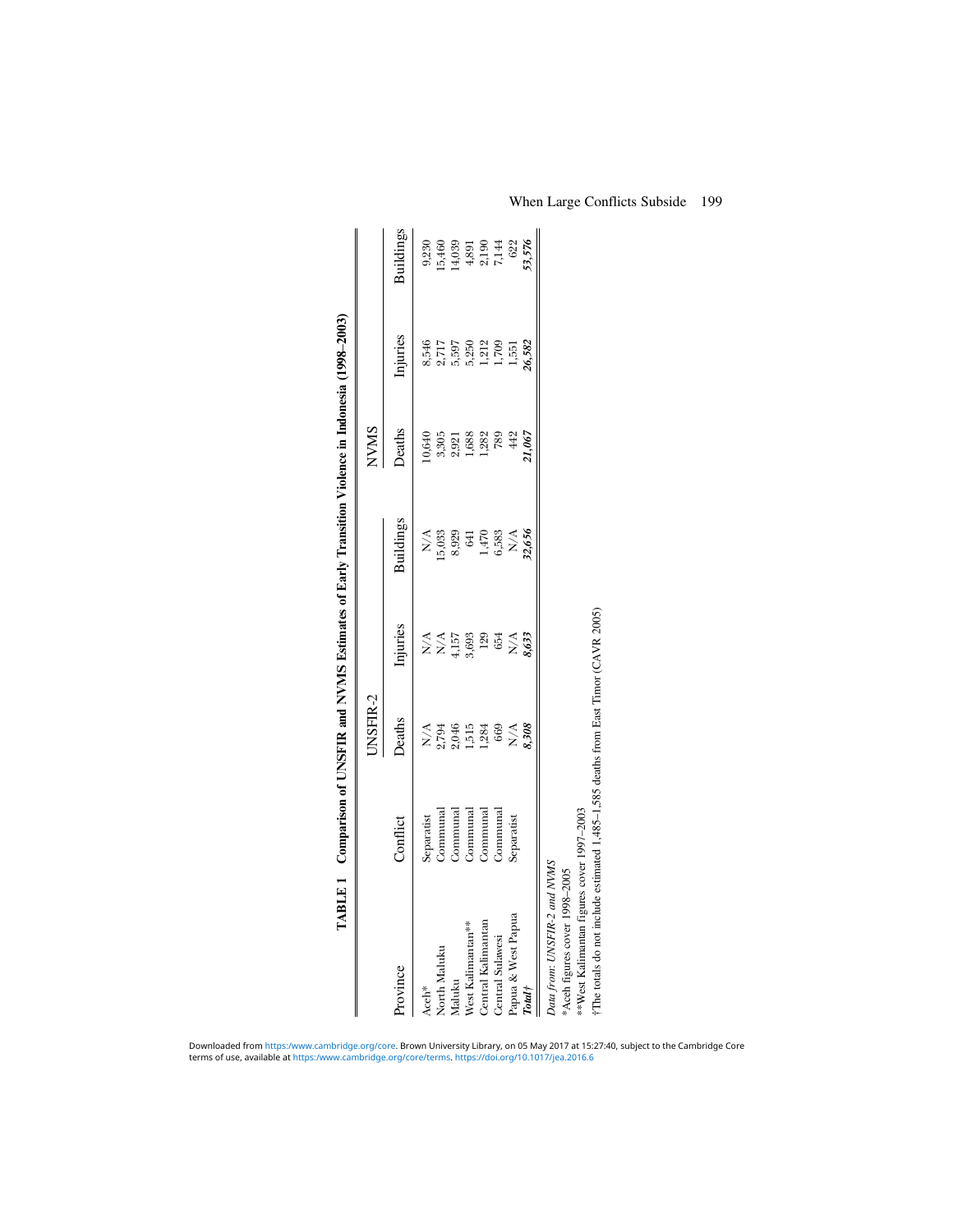**TABLE 1 Comparison of UNSFIR and NVMS Estimates of Early Transition Violence in Indonesia (1998–2003)**

| Province | Conflict | UNSFIR-2 | | | NVMS | | |
|---|---|---|---|---|---|---|---|
| | | Deaths | Injuries | Buildings | Deaths | Injuries | Buildings |
| Aceh* | Separatist | N/A | N/A | N/A | 10,640 | 8,546 | 9,230 |
| North Maluku | Communal | 2,794 | N/A | 15,033 | 3,305 | 2,717 | 15,460 |
| Maluku | Communal | 2,046 | 4,157 | 8,929 | 2,921 | 5,597 | 14,039 |
| West Kalimantan** | Communal | 1,515 | 3,693 | 641 | 1,688 | 5,250 | 4,891 |
| Central Kalimantan | Communal | 1,284 | 129 | 1,470 | 1,282 | 1,212 | 2,190 |
| Central Sulawesi | Communal | 669 | 654 | 6,583 | 789 | 1,709 | 7,144 |
| Papua & West Papua | Separatist | N/A | N/A | N/A | 442 | 1,551 | 622 |
| ***Total†*** | | ***8,308*** | ***8,633*** | ***32,656*** | ***21,067*** | ***26,582*** | ***53,576*** |

*Data from: UNSFIR-2 and NVMS*

*Aceh figures cover 1998–2005

**West Kalimantan figures cover 1997–2003

†The totals do not include estimated 1,485–1,585 deaths from East Timor (CAVR 2005)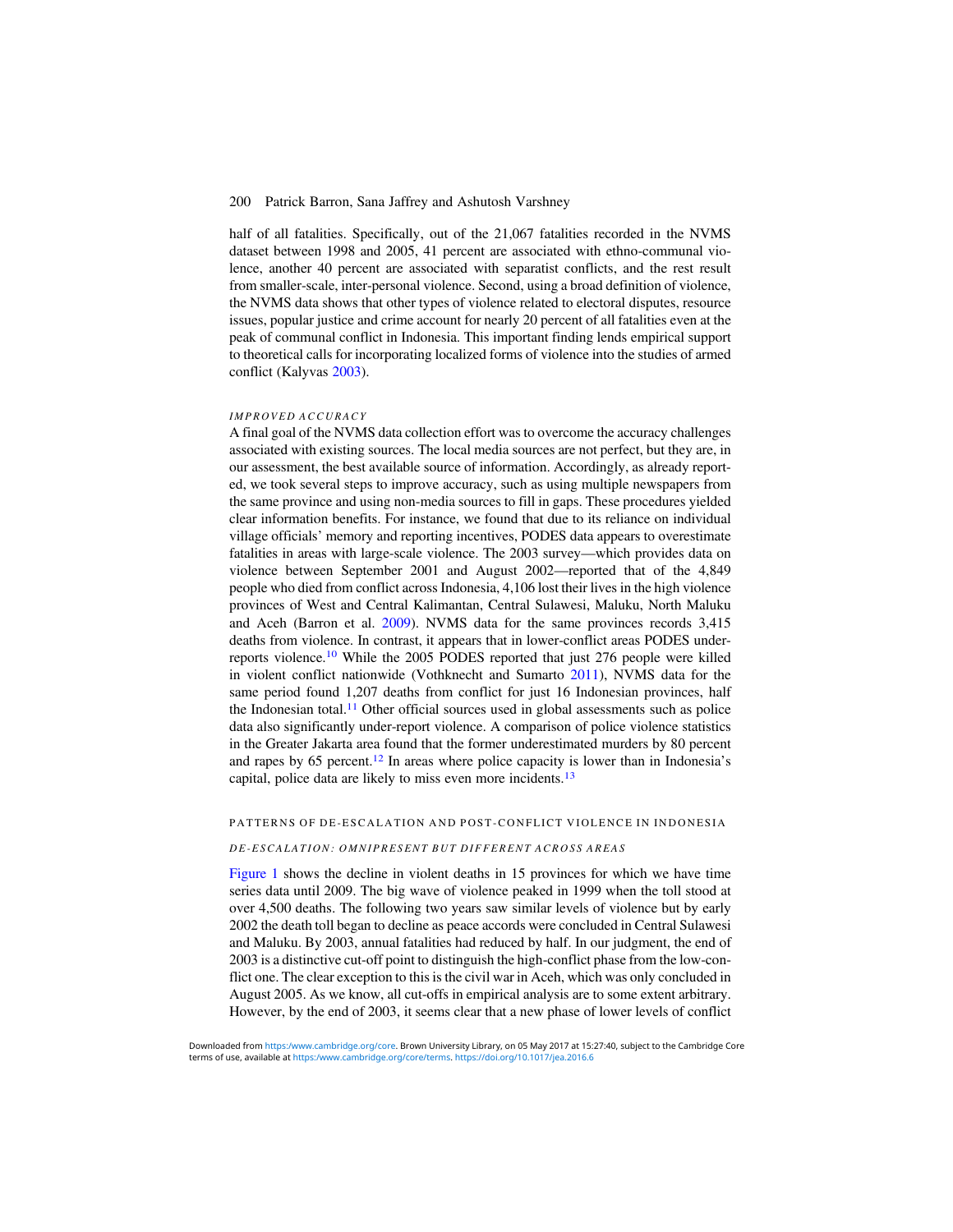half of all fatalities. Specifically, out of the 21,067 fatalities recorded in the NVMS dataset between 1998 and 2005, 41 percent are associated with ethno-communal violence, another 40 percent are associated with separatist conflicts, and the rest result from smaller-scale, inter-personal violence. Second, using a broad definition of violence, the NVMS data shows that other types of violence related to electoral disputes, resource issues, popular justice and crime account for nearly 20 percent of all fatalities even at the peak of communal conflict in Indonesia. This important finding lends empirical support to theoretical calls for incorporating localized forms of violence into the studies of armed conflict (Kalyvas 2003).

#### *IMPROVED ACCURACY*

A final goal of the NVMS data collection effort was to overcome the accuracy challenges associated with existing sources. The local media sources are not perfect, but they are, in our assessment, the best available source of information. Accordingly, as already reported, we took several steps to improve accuracy, such as using multiple newspapers from the same province and using non-media sources to fill in gaps. These procedures yielded clear information benefits. For instance, we found that due to its reliance on individual village officials' memory and reporting incentives, PODES data appears to overestimate fatalities in areas with large-scale violence. The 2003 survey—which provides data on violence between September 2001 and August 2002—reported that of the 4,849 people who died from conflict across Indonesia, 4,106 lost their lives in the high violence provinces of West and Central Kalimantan, Central Sulawesi, Maluku, North Maluku and Aceh (Barron et al. 2009). NVMS data for the same provinces records 3,415 deaths from violence. In contrast, it appears that in lower-conflict areas PODES underreports violence.[10] While the 2005 PODES reported that just 276 people were killed in violent conflict nationwide (Vothknecht and Sumarto 2011), NVMS data for the same period found 1,207 deaths from conflict for just 16 Indonesian provinces, half the Indonesian total.[11] Other official sources used in global assessments such as police data also significantly under-report violence. A comparison of police violence statistics in the Greater Jakarta area found that the former underestimated murders by 80 percent and rapes by 65 percent.[12] In areas where police capacity is lower than in Indonesia's capital, police data are likely to miss even more incidents.[13]

## PATTERNS OF DE-ESCALATION AND POST-CONFLICT VIOLENCE IN INDONESIA

#### *DE-ESCALATION: OMNIPRESENT BUT DIFFERENT ACROSS AREAS*

Figure 1 shows the decline in violent deaths in 15 provinces for which we have time series data until 2009. The big wave of violence peaked in 1999 when the toll stood at over 4,500 deaths. The following two years saw similar levels of violence but by early 2002 the death toll began to decline as peace accords were concluded in Central Sulawesi and Maluku. By 2003, annual fatalities had reduced by half. In our judgment, the end of 2003 is a distinctive cut-off point to distinguish the high-conflict phase from the low-conflict one. The clear exception to this is the civil war in Aceh, which was only concluded in August 2005. As we know, all cut-offs in empirical analysis are to some extent arbitrary. However, by the end of 2003, it seems clear that a new phase of lower levels of conflict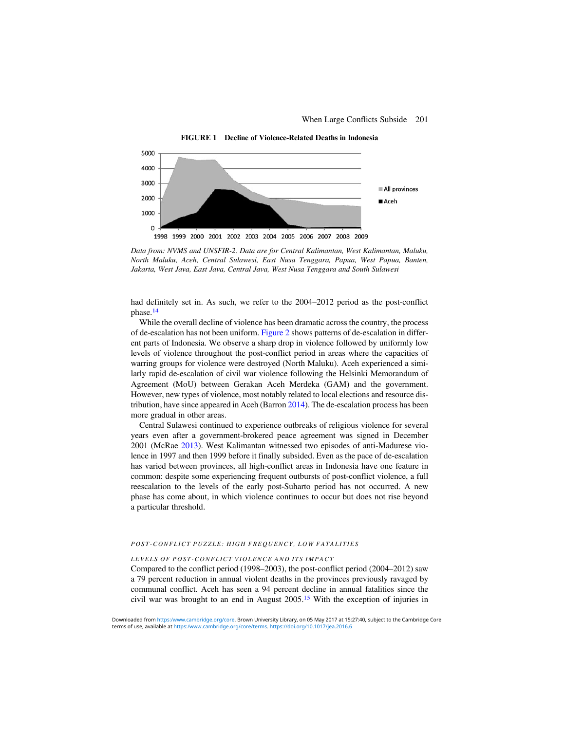**FIGURE 1 Decline of Violence-Related Deaths in Indonesia**

*Data from: NVMS and UNSFIR-2. Data are for Central Kalimantan, West Kalimantan, Maluku, North Maluku, Aceh, Central Sulawesi, East Nusa Tenggara, Papua, West Papua, Banten, Jakarta, West Java, East Java, Central Java, West Nusa Tenggara and South Sulawesi*

had definitely set in. As such, we refer to the 2004–2012 period as the post-conflict phase.[14]

While the overall decline of violence has been dramatic across the country, the process of de-escalation has not been uniform. Figure 2 shows patterns of de-escalation in different parts of Indonesia. We observe a sharp drop in violence followed by uniformly low levels of violence throughout the post-conflict period in areas where the capacities of warring groups for violence were destroyed (North Maluku). Aceh experienced a similarly rapid de-escalation of civil war violence following the Helsinki Memorandum of Agreement (MoU) between Gerakan Aceh Merdeka (GAM) and the government. However, new types of violence, most notably related to local elections and resource distribution, have since appeared in Aceh (Barron 2014). The de-escalation process has been more gradual in other areas.

Central Sulawesi continued to experience outbreaks of religious violence for several years even after a government-brokered peace agreement was signed in December 2001 (McRae 2013). West Kalimantan witnessed two episodes of anti-Madurese violence in 1997 and then 1999 before it finally subsided. Even as the pace of de-escalation has varied between provinces, all high-conflict areas in Indonesia have one feature in common: despite some experiencing frequent outbursts of post-conflict violence, a full reescalation to the levels of the early post-Suharto period has not occurred. A new phase has come about, in which violence continues to occur but does not rise beyond a particular threshold.

## POST-CONFLICT PUZZLE: HIGH FREQUENCY, LOW FATALITIES

### LEVELS OF POST-CONFLICT VIOLENCE AND ITS IMPACT

Compared to the conflict period (1998–2003), the post-conflict period (2004–2012) saw a 79 percent reduction in annual violent deaths in the provinces previously ravaged by communal conflict. Aceh has seen a 94 percent decline in annual fatalities since the civil war was brought to an end in August 2005.[15] With the exception of injuries in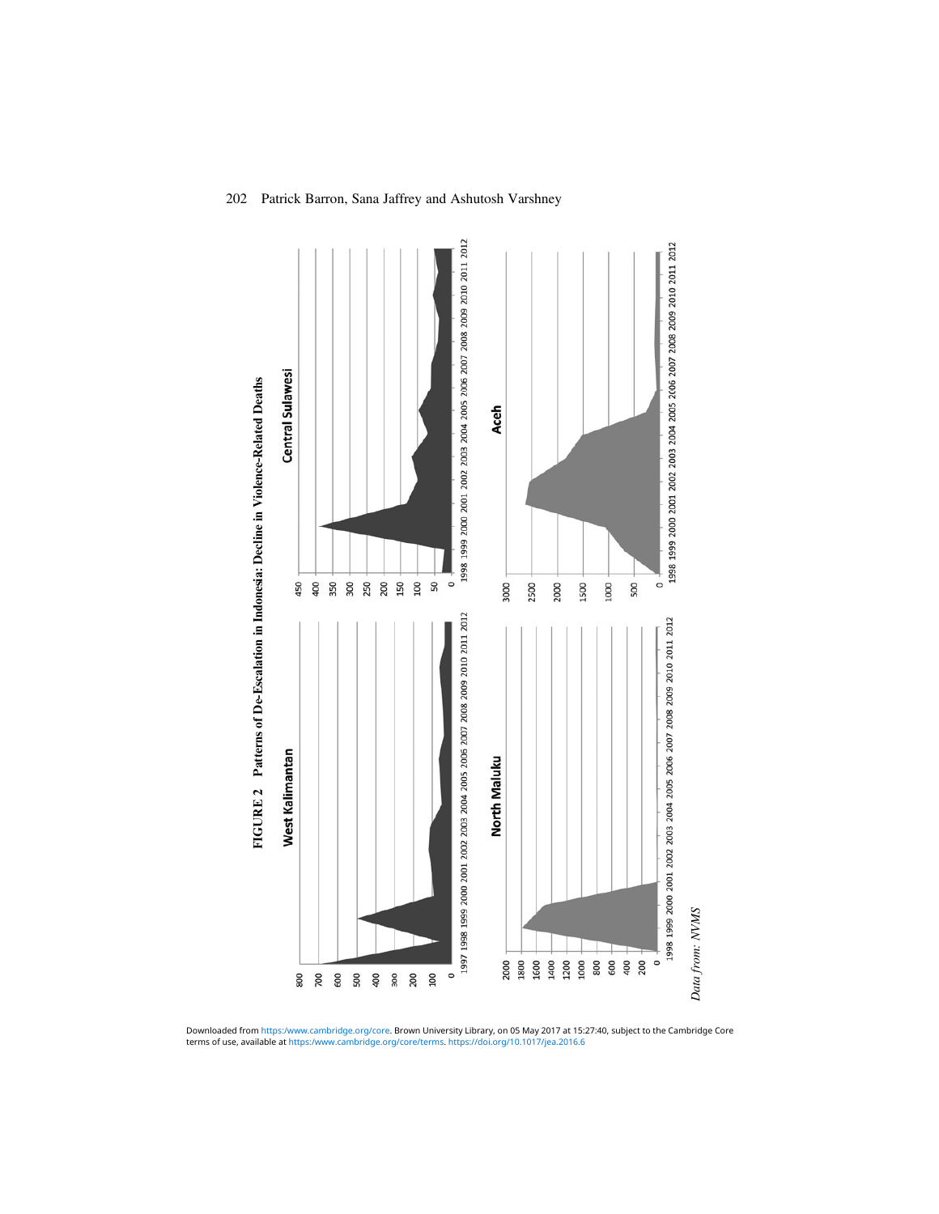**FIGURE 2 Patterns of De-Escalation in Indonesia: Decline in Violence-Related Deaths**

West Kalimantan

Central Sulawesi

North Maluku

Aceh

*Data from: NVMS*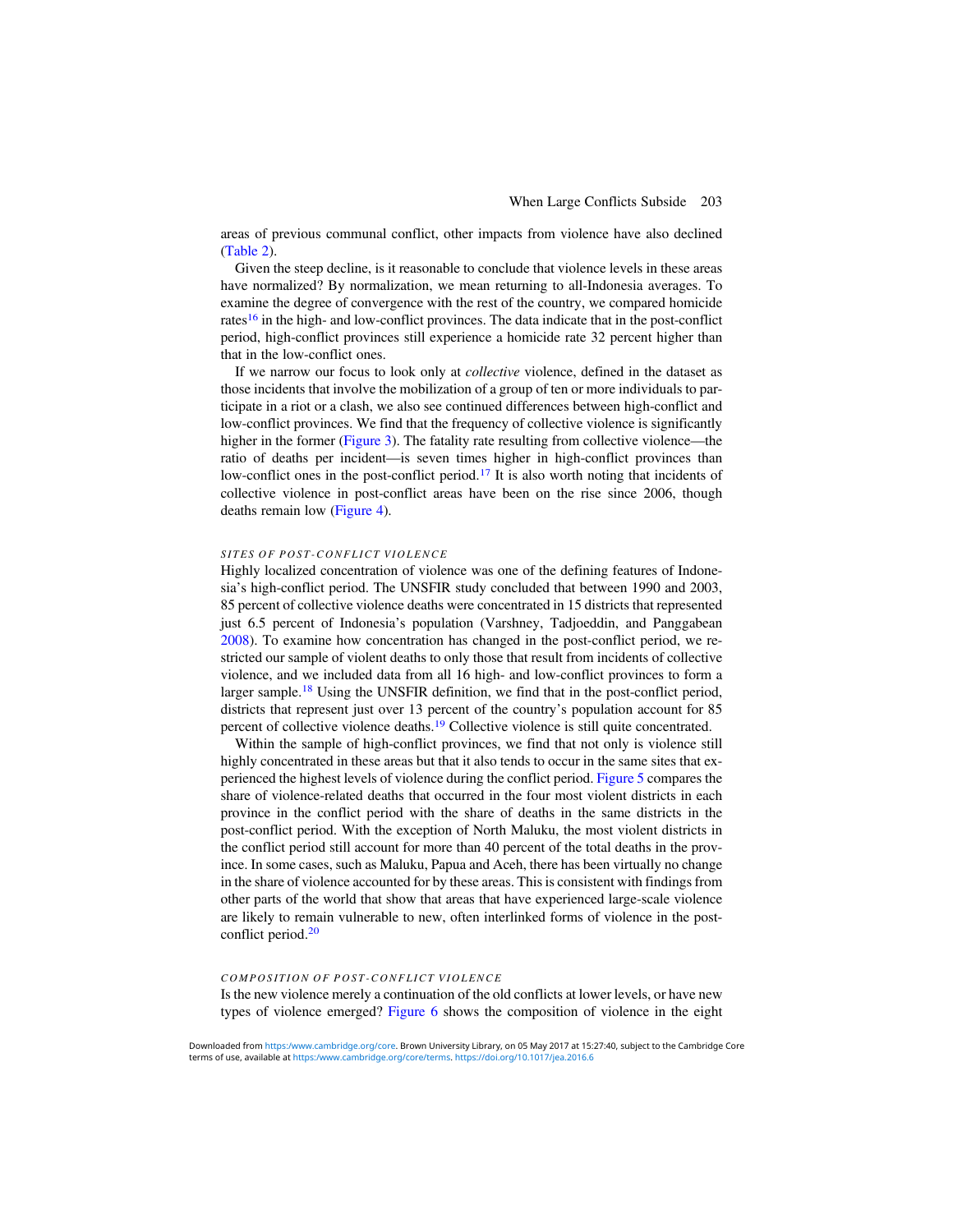areas of previous communal conflict, other impacts from violence have also declined (Table 2).

Given the steep decline, is it reasonable to conclude that violence levels in these areas have normalized? By normalization, we mean returning to all-Indonesia averages. To examine the degree of convergence with the rest of the country, we compared homicide rates[16] in the high- and low-conflict provinces. The data indicate that in the post-conflict period, high-conflict provinces still experience a homicide rate 32 percent higher than that in the low-conflict ones.

If we narrow our focus to look only at *collective* violence, defined in the dataset as those incidents that involve the mobilization of a group of ten or more individuals to participate in a riot or a clash, we also see continued differences between high-conflict and low-conflict provinces. We find that the frequency of collective violence is significantly higher in the former (Figure 3). The fatality rate resulting from collective violence—the ratio of deaths per incident—is seven times higher in high-conflict provinces than low-conflict ones in the post-conflict period.[17] It is also worth noting that incidents of collective violence in post-conflict areas have been on the rise since 2006, though deaths remain low (Figure 4).

### SITES OF POST-CONFLICT VIOLENCE

Highly localized concentration of violence was one of the defining features of Indonesia's high-conflict period. The UNSFIR study concluded that between 1990 and 2003, 85 percent of collective violence deaths were concentrated in 15 districts that represented just 6.5 percent of Indonesia's population (Varshney, Tadjoeddin, and Panggabean 2008). To examine how concentration has changed in the post-conflict period, we restricted our sample of violent deaths to only those that result from incidents of collective violence, and we included data from all 16 high- and low-conflict provinces to form a larger sample.[18] Using the UNSFIR definition, we find that in the post-conflict period, districts that represent just over 13 percent of the country's population account for 85 percent of collective violence deaths.[19] Collective violence is still quite concentrated.

Within the sample of high-conflict provinces, we find that not only is violence still highly concentrated in these areas but that it also tends to occur in the same sites that experienced the highest levels of violence during the conflict period. Figure 5 compares the share of violence-related deaths that occurred in the four most violent districts in each province in the conflict period with the share of deaths in the same districts in the post-conflict period. With the exception of North Maluku, the most violent districts in the conflict period still account for more than 40 percent of the total deaths in the province. In some cases, such as Maluku, Papua and Aceh, there has been virtually no change in the share of violence accounted for by these areas. This is consistent with findings from other parts of the world that show that areas that have experienced large-scale violence are likely to remain vulnerable to new, often interlinked forms of violence in the post-conflict period.[20]

### COMPOSITION OF POST-CONFLICT VIOLENCE

Is the new violence merely a continuation of the old conflicts at lower levels, or have new types of violence emerged? Figure 6 shows the composition of violence in the eight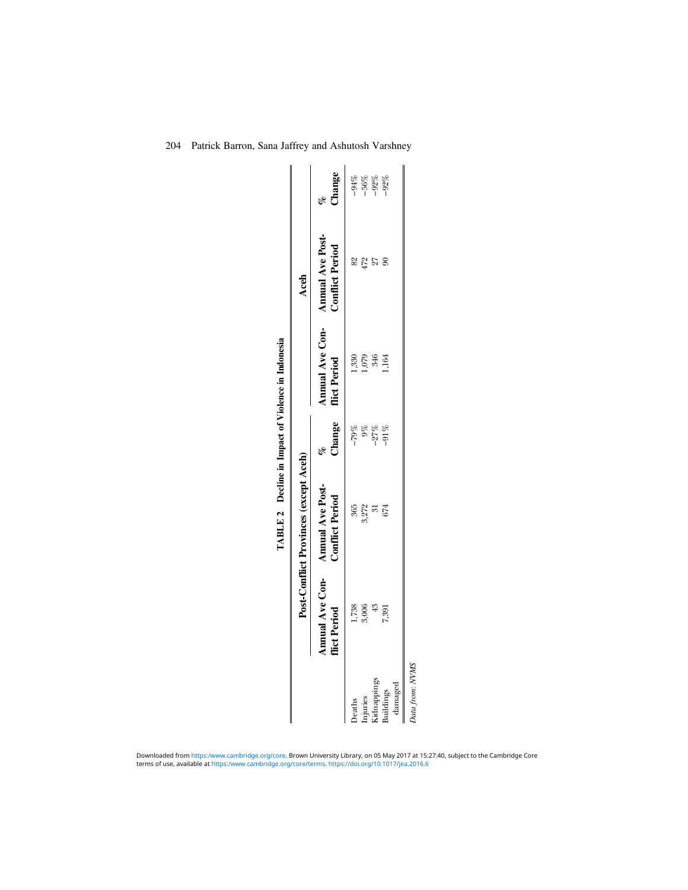**TABLE 2 Decline in Impact of Violence in Indonesia**

| | Post-Conflict Provinces (except Aceh) | | | Aceh | | |
|---|---|---|---|---|---|---|
| | Annual Ave Conflict Period | Annual Ave Post-Conflict Period | % Change | Annual Ave Conflict Period | Annual Ave Post-Conflict Period | % Change |
| Deaths | 1,738 | 365 | −79% | 1,330 | 82 | −94% |
| Injuries | 3,006 | 3,272 | 9% | 1,079 | 472 | −56% |
| Kidnappings | 43 | 31 | −27% | 346 | 27 | −92% |
| Buildings damaged | 7,391 | 674 | −91% | 1,164 | 90 | −92% |

*Data from: NVMS*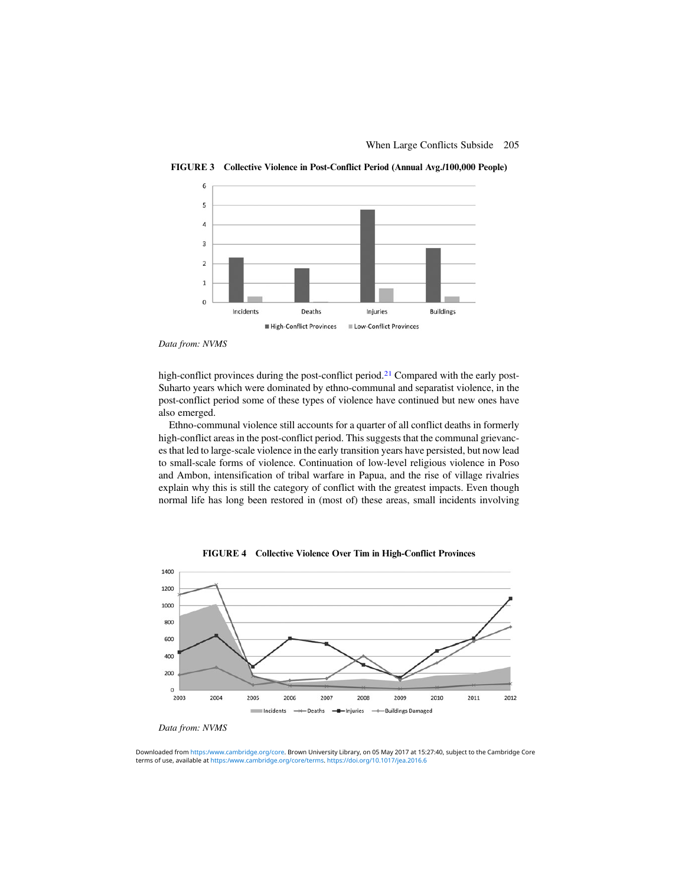**FIGURE 3 Collective Violence in Post-Conflict Period (Annual Avg./100,000 People)**

*Data from: NVMS*

high-conflict provinces during the post-conflict period.[21] Compared with the early post-Suharto years which were dominated by ethno-communal and separatist violence, in the post-conflict period some of these types of violence have continued but new ones have also emerged.

Ethno-communal violence still accounts for a quarter of all conflict deaths in formerly high-conflict areas in the post-conflict period. This suggests that the communal grievances that led to large-scale violence in the early transition years have persisted, but now lead to small-scale forms of violence. Continuation of low-level religious violence in Poso and Ambon, intensification of tribal warfare in Papua, and the rise of village rivalries explain why this is still the category of conflict with the greatest impacts. Even though normal life has long been restored in (most of) these areas, small incidents involving

**FIGURE 4 Collective Violence Over Tim in High-Conflict Provinces**

*Data from: NVMS*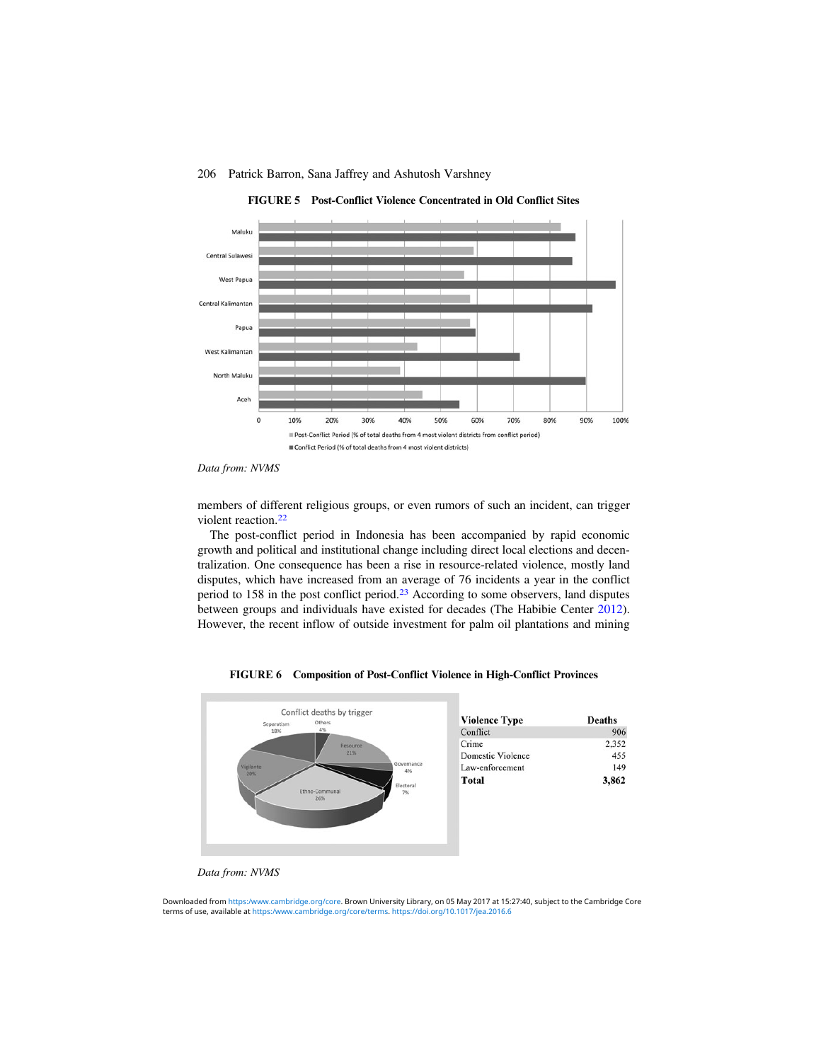**FIGURE 5 Post-Conflict Violence Concentrated in Old Conflict Sites**

*Data from: NVMS*

members of different religious groups, or even rumors of such an incident, can trigger violent reaction.[22]

The post-conflict period in Indonesia has been accompanied by rapid economic growth and political and institutional change including direct local elections and decentralization. One consequence has been a rise in resource-related violence, mostly land disputes, which have increased from an average of 76 incidents a year in the conflict period to 158 in the post conflict period.[23] According to some observers, land disputes between groups and individuals have existed for decades (The Habibie Center 2012). However, the recent inflow of outside investment for palm oil plantations and mining

**FIGURE 6 Composition of Post-Conflict Violence in High-Conflict Provinces**

| Violence Type | Deaths |
|---|---|
| Conflict | 906 |
| Crime | 2,352 |
| Domestic Violence | 455 |
| Law-enforcement | 149 |
| **Total** | **3,862** |

*Data from: NVMS*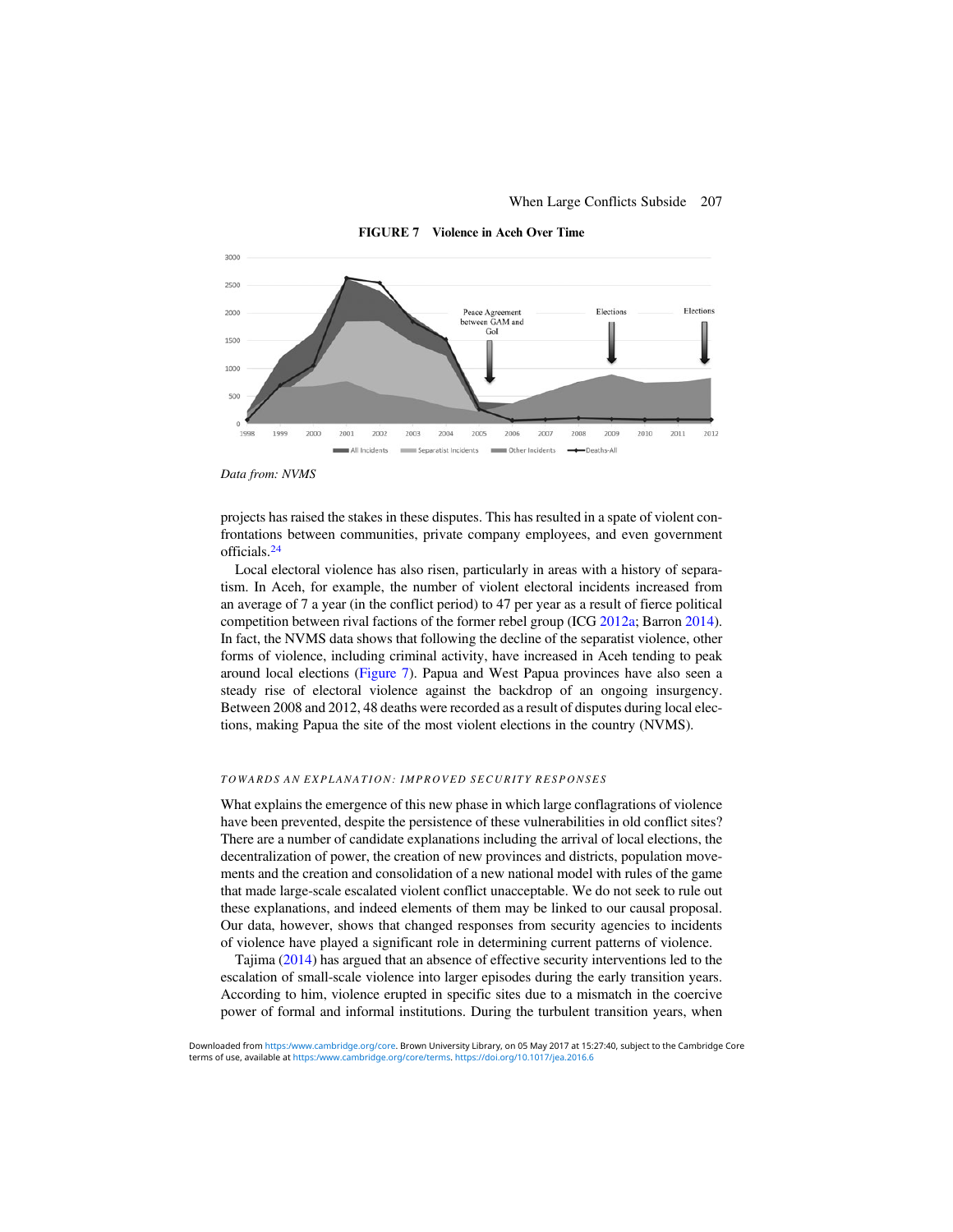**FIGURE 7 Violence in Aceh Over Time**

*Data from: NVMS*

projects has raised the stakes in these disputes. This has resulted in a spate of violent confrontations between communities, private company employees, and even government officials.[24]

Local electoral violence has also risen, particularly in areas with a history of separatism. In Aceh, for example, the number of violent electoral incidents increased from an average of 7 a year (in the conflict period) to 47 per year as a result of fierce political competition between rival factions of the former rebel group (ICG 2012a; Barron 2014). In fact, the NVMS data shows that following the decline of the separatist violence, other forms of violence, including criminal activity, have increased in Aceh tending to peak around local elections (Figure 7). Papua and West Papua provinces have also seen a steady rise of electoral violence against the backdrop of an ongoing insurgency. Between 2008 and 2012, 48 deaths were recorded as a result of disputes during local elections, making Papua the site of the most violent elections in the country (NVMS).

### TOWARDS AN EXPLANATION: IMPROVED SECURITY RESPONSES

What explains the emergence of this new phase in which large conflagrations of violence have been prevented, despite the persistence of these vulnerabilities in old conflict sites? There are a number of candidate explanations including the arrival of local elections, the decentralization of power, the creation of new provinces and districts, population movements and the creation and consolidation of a new national model with rules of the game that made large-scale escalated violent conflict unacceptable. We do not seek to rule out these explanations, and indeed elements of them may be linked to our causal proposal. Our data, however, shows that changed responses from security agencies to incidents of violence have played a significant role in determining current patterns of violence.

Tajima (2014) has argued that an absence of effective security interventions led to the escalation of small-scale violence into larger episodes during the early transition years. According to him, violence erupted in specific sites due to a mismatch in the coercive power of formal and informal institutions. During the turbulent transition years, when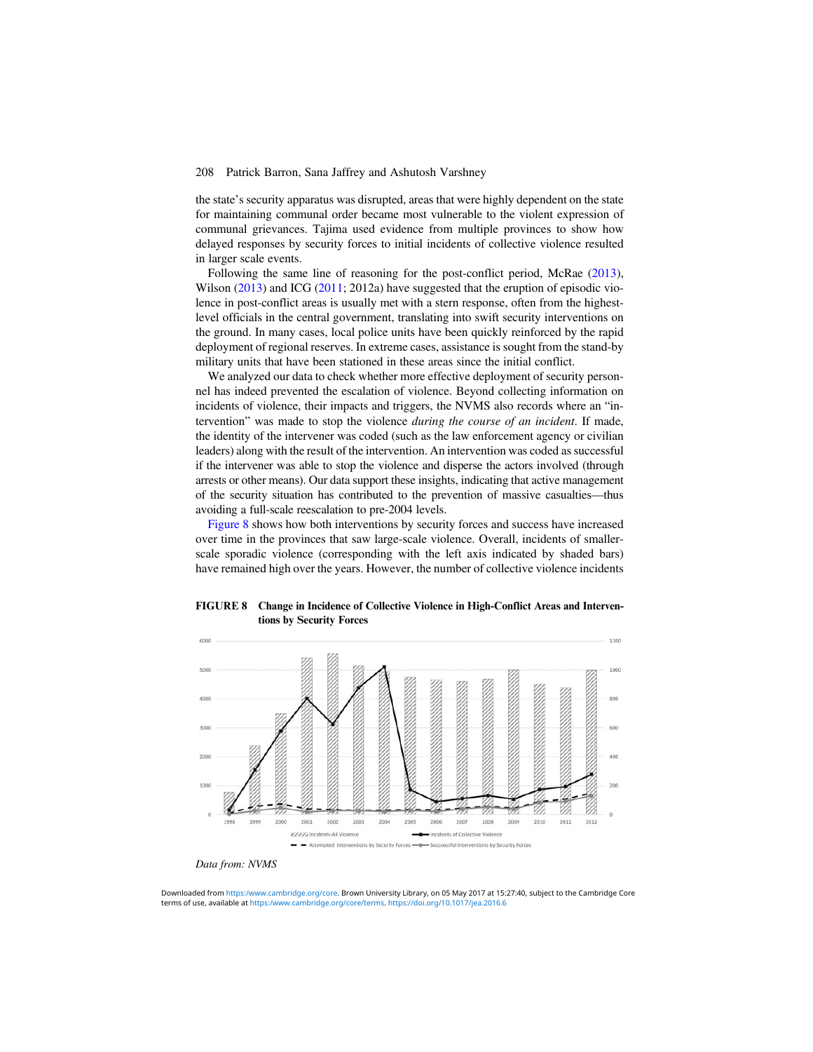the state's security apparatus was disrupted, areas that were highly dependent on the state for maintaining communal order became most vulnerable to the violent expression of communal grievances. Tajima used evidence from multiple provinces to show how delayed responses by security forces to initial incidents of collective violence resulted in larger scale events.

Following the same line of reasoning for the post-conflict period, McRae (2013), Wilson (2013) and ICG (2011; 2012a) have suggested that the eruption of episodic violence in post-conflict areas is usually met with a stern response, often from the highest-level officials in the central government, translating into swift security interventions on the ground. In many cases, local police units have been quickly reinforced by the rapid deployment of regional reserves. In extreme cases, assistance is sought from the stand-by military units that have been stationed in these areas since the initial conflict.

We analyzed our data to check whether more effective deployment of security personnel has indeed prevented the escalation of violence. Beyond collecting information on incidents of violence, their impacts and triggers, the NVMS also records where an "intervention" was made to stop the violence *during the course of an incident*. If made, the identity of the intervener was coded (such as the law enforcement agency or civilian leaders) along with the result of the intervention. An intervention was coded as successful if the intervener was able to stop the violence and disperse the actors involved (through arrests or other means). Our data support these insights, indicating that active management of the security situation has contributed to the prevention of massive casualties—thus avoiding a full-scale reescalation to pre-2004 levels.

Figure 8 shows how both interventions by security forces and success have increased over time in the provinces that saw large-scale violence. Overall, incidents of smaller-scale sporadic violence (corresponding with the left axis indicated by shaded bars) have remained high over the years. However, the number of collective violence incidents

**FIGURE 8 Change in Incidence of Collective Violence in High-Conflict Areas and Interventions by Security Forces**

*Data from: NVMS*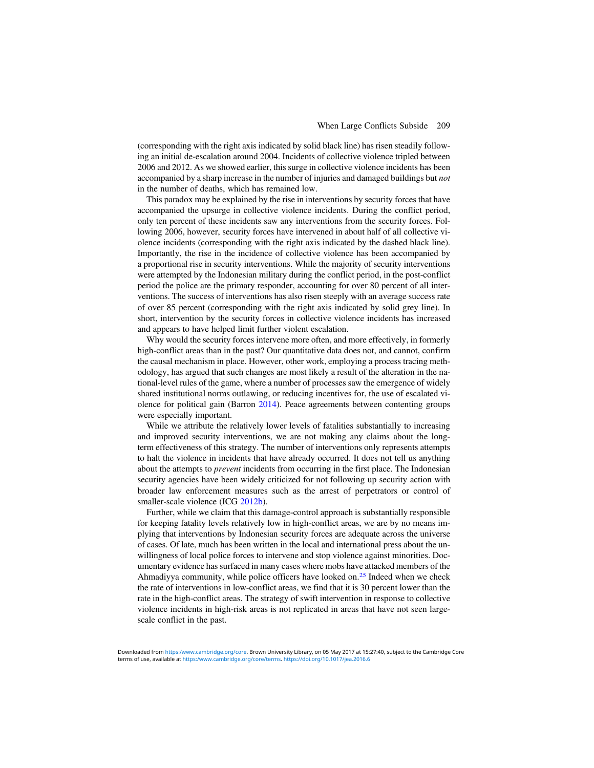(corresponding with the right axis indicated by solid black line) has risen steadily following an initial de-escalation around 2004. Incidents of collective violence tripled between 2006 and 2012. As we showed earlier, this surge in collective violence incidents has been accompanied by a sharp increase in the number of injuries and damaged buildings but *not* in the number of deaths, which has remained low.

This paradox may be explained by the rise in interventions by security forces that have accompanied the upsurge in collective violence incidents. During the conflict period, only ten percent of these incidents saw any interventions from the security forces. Following 2006, however, security forces have intervened in about half of all collective violence incidents (corresponding with the right axis indicated by the dashed black line). Importantly, the rise in the incidence of collective violence has been accompanied by a proportional rise in security interventions. While the majority of security interventions were attempted by the Indonesian military during the conflict period, in the post-conflict period the police are the primary responder, accounting for over 80 percent of all interventions. The success of interventions has also risen steeply with an average success rate of over 85 percent (corresponding with the right axis indicated by solid grey line). In short, intervention by the security forces in collective violence incidents has increased and appears to have helped limit further violent escalation.

Why would the security forces intervene more often, and more effectively, in formerly high-conflict areas than in the past? Our quantitative data does not, and cannot, confirm the causal mechanism in place. However, other work, employing a process tracing methodology, has argued that such changes are most likely a result of the alteration in the national-level rules of the game, where a number of processes saw the emergence of widely shared institutional norms outlawing, or reducing incentives for, the use of escalated violence for political gain (Barron 2014). Peace agreements between contenting groups were especially important.

While we attribute the relatively lower levels of fatalities substantially to increasing and improved security interventions, we are not making any claims about the long-term effectiveness of this strategy. The number of interventions only represents attempts to halt the violence in incidents that have already occurred. It does not tell us anything about the attempts to *prevent* incidents from occurring in the first place. The Indonesian security agencies have been widely criticized for not following up security action with broader law enforcement measures such as the arrest of perpetrators or control of smaller-scale violence (ICG 2012b).

Further, while we claim that this damage-control approach is substantially responsible for keeping fatality levels relatively low in high-conflict areas, we are by no means implying that interventions by Indonesian security forces are adequate across the universe of cases. Of late, much has been written in the local and international press about the unwillingness of local police forces to intervene and stop violence against minorities. Documentary evidence has surfaced in many cases where mobs have attacked members of the Ahmadiyya community, while police officers have looked on.[25] Indeed when we check the rate of interventions in low-conflict areas, we find that it is 30 percent lower than the rate in the high-conflict areas. The strategy of swift intervention in response to collective violence incidents in high-risk areas is not replicated in areas that have not seen large-scale conflict in the past.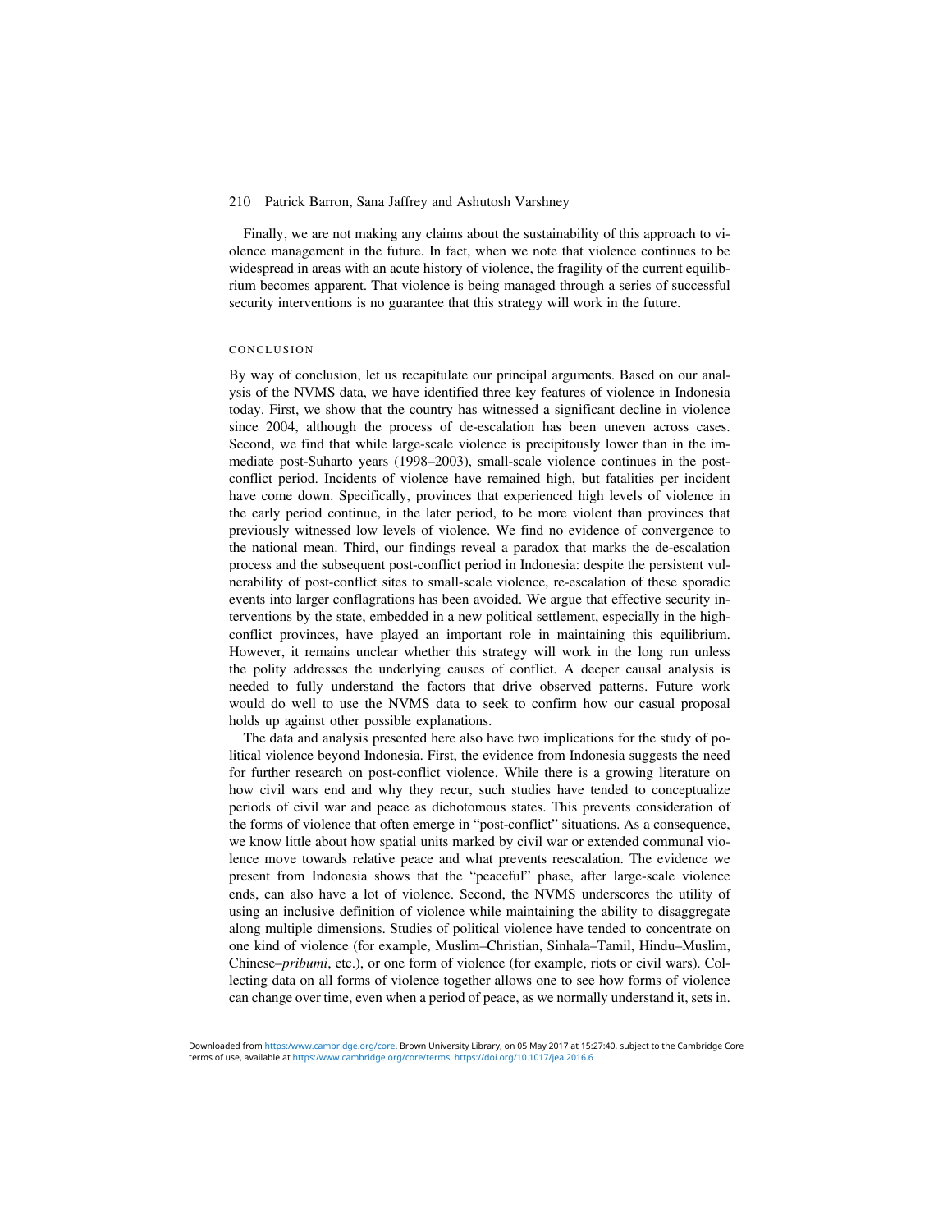Finally, we are not making any claims about the sustainability of this approach to violence management in the future. In fact, when we note that violence continues to be widespread in areas with an acute history of violence, the fragility of the current equilibrium becomes apparent. That violence is being managed through a series of successful security interventions is no guarantee that this strategy will work in the future.

## CONCLUSION

By way of conclusion, let us recapitulate our principal arguments. Based on our analysis of the NVMS data, we have identified three key features of violence in Indonesia today. First, we show that the country has witnessed a significant decline in violence since 2004, although the process of de-escalation has been uneven across cases. Second, we find that while large-scale violence is precipitously lower than in the immediate post-Suharto years (1998–2003), small-scale violence continues in the post-conflict period. Incidents of violence have remained high, but fatalities per incident have come down. Specifically, provinces that experienced high levels of violence in the early period continue, in the later period, to be more violent than provinces that previously witnessed low levels of violence. We find no evidence of convergence to the national mean. Third, our findings reveal a paradox that marks the de-escalation process and the subsequent post-conflict period in Indonesia: despite the persistent vulnerability of post-conflict sites to small-scale violence, re-escalation of these sporadic events into larger conflagrations has been avoided. We argue that effective security interventions by the state, embedded in a new political settlement, especially in the high-conflict provinces, have played an important role in maintaining this equilibrium. However, it remains unclear whether this strategy will work in the long run unless the polity addresses the underlying causes of conflict. A deeper causal analysis is needed to fully understand the factors that drive observed patterns. Future work would do well to use the NVMS data to seek to confirm how our casual proposal holds up against other possible explanations.

The data and analysis presented here also have two implications for the study of political violence beyond Indonesia. First, the evidence from Indonesia suggests the need for further research on post-conflict violence. While there is a growing literature on how civil wars end and why they recur, such studies have tended to conceptualize periods of civil war and peace as dichotomous states. This prevents consideration of the forms of violence that often emerge in "post-conflict" situations. As a consequence, we know little about how spatial units marked by civil war or extended communal violence move towards relative peace and what prevents reescalation. The evidence we present from Indonesia shows that the "peaceful" phase, after large-scale violence ends, can also have a lot of violence. Second, the NVMS underscores the utility of using an inclusive definition of violence while maintaining the ability to disaggregate along multiple dimensions. Studies of political violence have tended to concentrate on one kind of violence (for example, Muslim–Christian, Sinhala–Tamil, Hindu–Muslim, Chinese–*pribumi*, etc.), or one form of violence (for example, riots or civil wars). Collecting data on all forms of violence together allows one to see how forms of violence can change over time, even when a period of peace, as we normally understand it, sets in.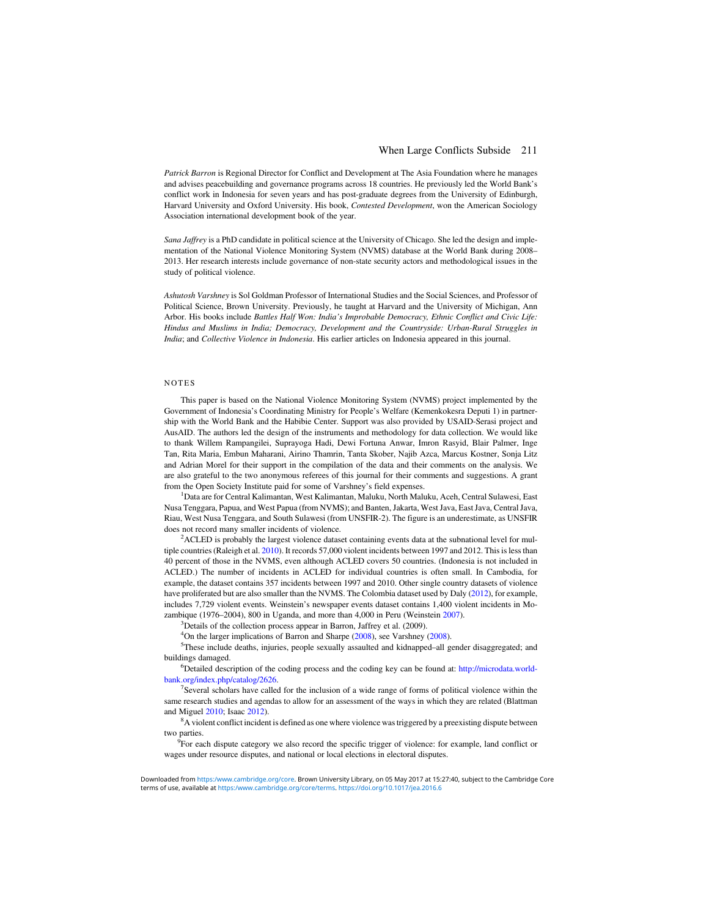*Patrick Barron* is Regional Director for Conflict and Development at The Asia Foundation where he manages and advises peacebuilding and governance programs across 18 countries. He previously led the World Bank's conflict work in Indonesia for seven years and has post-graduate degrees from the University of Edinburgh, Harvard University and Oxford University. His book, *Contested Development*, won the American Sociology Association international development book of the year.

*Sana Jaffrey* is a PhD candidate in political science at the University of Chicago. She led the design and implementation of the National Violence Monitoring System (NVMS) database at the World Bank during 2008–2013. Her research interests include governance of non-state security actors and methodological issues in the study of political violence.

*Ashutosh Varshney* is Sol Goldman Professor of International Studies and the Social Sciences, and Professor of Political Science, Brown University. Previously, he taught at Harvard and the University of Michigan, Ann Arbor. His books include *Battles Half Won: India's Improbable Democracy, Ethnic Conflict and Civic Life: Hindus and Muslims in India; Democracy, Development and the Countryside: Urban-Rural Struggles in India*; and *Collective Violence in Indonesia*. His earlier articles on Indonesia appeared in this journal.

## NOTES

This paper is based on the National Violence Monitoring System (NVMS) project implemented by the Government of Indonesia's Coordinating Ministry for People's Welfare (Kemenkokesra Deputi 1) in partnership with the World Bank and the Habibie Center. Support was also provided by USAID-Serasi project and AusAID. The authors led the design of the instruments and methodology for data collection. We would like to thank Willem Rampangilei, Suprayoga Hadi, Dewi Fortuna Anwar, Imron Rasyid, Blair Palmer, Inge Tan, Rita Maria, Embun Maharani, Airino Thamrin, Tanta Skober, Najib Azca, Marcus Kostner, Sonja Litz and Adrian Morel for their support in the compilation of the data and their comments on the analysis. We are also grateful to the two anonymous referees of this journal for their comments and suggestions. A grant from the Open Society Institute paid for some of Varshney's field expenses.

[1]Data are for Central Kalimantan, West Kalimantan, Maluku, North Maluku, Aceh, Central Sulawesi, East Nusa Tenggara, Papua, and West Papua (from NVMS); and Banten, Jakarta, West Java, East Java, Central Java, Riau, West Nusa Tenggara, and South Sulawesi (from UNSFIR-2). The figure is an underestimate, as UNSFIR does not record many smaller incidents of violence.

[2]ACLED is probably the largest violence dataset containing events data at the subnational level for multiple countries (Raleigh et al. 2010). It records 57,000 violent incidents between 1997 and 2012. This is less than 40 percent of those in the NVMS, even although ACLED covers 50 countries. (Indonesia is not included in ACLED.) The number of incidents in ACLED for individual countries is often small. In Cambodia, for example, the dataset contains 357 incidents between 1997 and 2010. Other single country datasets of violence have proliferated but are also smaller than the NVMS. The Colombia dataset used by Daly (2012), for example, includes 7,729 violent events. Weinstein's newspaper events dataset contains 1,400 violent incidents in Mozambique (1976–2004), 800 in Uganda, and more than 4,000 in Peru (Weinstein 2007).

[3]Details of the collection process appear in Barron, Jaffrey et al. (2009).

[4]On the larger implications of Barron and Sharpe (2008), see Varshney (2008).

[5]These include deaths, injuries, people sexually assaulted and kidnapped–all gender disaggregated; and buildings damaged.

[6]Detailed description of the coding process and the coding key can be found at: http://microdata.worldbank.org/index.php/catalog/2626.

[7]Several scholars have called for the inclusion of a wide range of forms of political violence within the same research studies and agendas to allow for an assessment of the ways in which they are related (Blattman and Miguel 2010; Isaac 2012).

[8]A violent conflict incident is defined as one where violence was triggered by a preexisting dispute between two parties.

[9]For each dispute category we also record the specific trigger of violence: for example, land conflict or wages under resource disputes, and national or local elections in electoral disputes.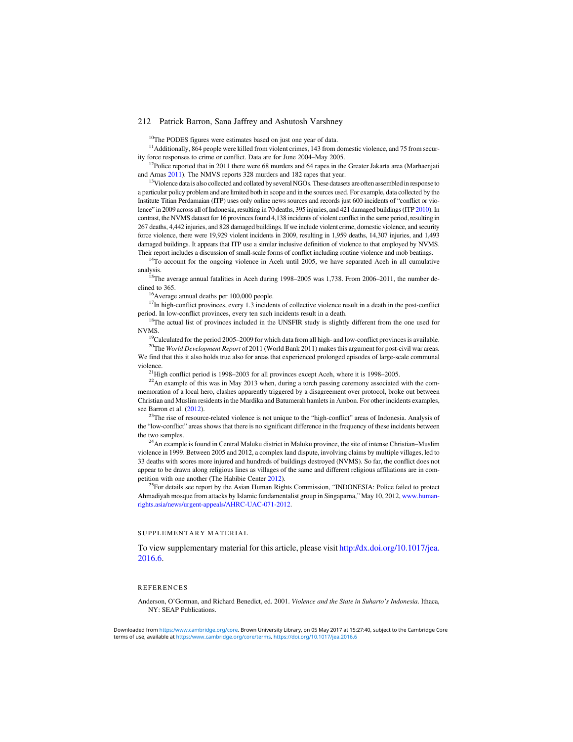[10]The PODES figures were estimates based on just one year of data.

[11]Additionally, 864 people were killed from violent crimes, 143 from domestic violence, and 75 from security force responses to crime or conflict. Data are for June 2004–May 2005.

[12]Police reported that in 2011 there were 68 murders and 64 rapes in the Greater Jakarta area (Marhaenjati and Arnas 2011). The NMVS reports 328 murders and 182 rapes that year.

[13]Violence data is also collected and collated by several NGOs. These datasets are often assembled in response to a particular policy problem and are limited both in scope and in the sources used. For example, data collected by the Institute Titian Perdamaian (ITP) uses only online news sources and records just 600 incidents of "conflict or violence" in 2009 across all of Indonesia, resulting in 70 deaths, 395 injuries, and 421 damaged buildings (ITP 2010). In contrast, the NVMS dataset for 16 provinces found 4,138 incidents of violent conflict in the same period, resulting in 267 deaths, 4,442 injuries, and 828 damaged buildings. If we include violent crime, domestic violence, and security force violence, there were 19,929 violent incidents in 2009, resulting in 1,959 deaths, 14,307 injuries, and 1,493 damaged buildings. It appears that ITP use a similar inclusive definition of violence to that employed by NVMS. Their report includes a discussion of small-scale forms of conflict including routine violence and mob beatings.

[14]To account for the ongoing violence in Aceh until 2005, we have separated Aceh in all cumulative analysis.

[15]The average annual fatalities in Aceh during 1998–2005 was 1,738. From 2006–2011, the number declined to 365.

[16]Average annual deaths per 100,000 people.

[17]In high-conflict provinces, every 1.3 incidents of collective violence result in a death in the post-conflict period. In low-conflict provinces, every ten such incidents result in a death.

[18]The actual list of provinces included in the UNSFIR study is slightly different from the one used for NVMS.

[19]Calculated for the period 2005–2009 for which data from all high- and low-conflict provinces is available.

[20]The *World Development Report* of 2011 (World Bank 2011) makes this argument for post-civil war areas. We find that this it also holds true also for areas that experienced prolonged episodes of large-scale communal violence.

[21]High conflict period is 1998–2003 for all provinces except Aceh, where it is 1998–2005.

[22]An example of this was in May 2013 when, during a torch passing ceremony associated with the commemoration of a local hero, clashes apparently triggered by a disagreement over protocol, broke out between Christian and Muslim residents in the Mardika and Batumerah hamlets in Ambon. For other incidents examples, see Barron et al. (2012).

[23]The rise of resource-related violence is not unique to the "high-conflict" areas of Indonesia. Analysis of the "low-conflict" areas shows that there is no significant difference in the frequency of these incidents between the two samples.

[24]An example is found in Central Maluku district in Maluku province, the site of intense Christian–Muslim violence in 1999. Between 2005 and 2012, a complex land dispute, involving claims by multiple villages, led to 33 deaths with scores more injured and hundreds of buildings destroyed (NVMS). So far, the conflict does not appear to be drawn along religious lines as villages of the same and different religious affiliations are in competition with one another (The Habibie Center 2012).

[25]For details see report by the Asian Human Rights Commission, "INDONESIA: Police failed to protect Ahmadiyah mosque from attacks by Islamic fundamentalist group in Singaparna," May 10, 2012, www.humanrights.asia/news/urgent-appeals/AHRC-UAC-071-2012.

## SUPPLEMENTARY MATERIAL

To view supplementary material for this article, please visit http://dx.doi.org/10.1017/jea.2016.6.

## REFERENCES

Anderson, O'Gorman, and Richard Benedict, ed. 2001. *Violence and the State in Suharto's Indonesia*. Ithaca, NY: SEAP Publications.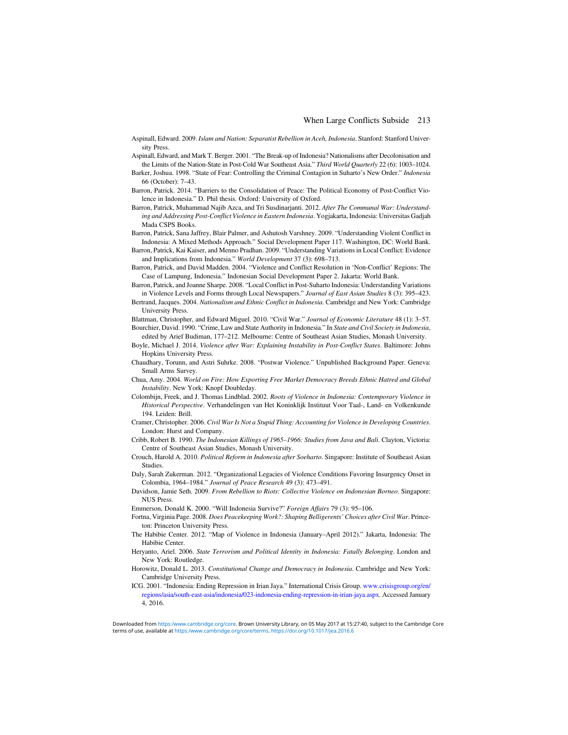Aspinall, Edward. 2009. *Islam and Nation: Separatist Rebellion in Aceh, Indonesia*. Stanford: Stanford University Press.

Aspinall, Edward, and Mark T. Berger. 2001. "The Break-up of Indonesia? Nationalisms after Decolonisation and the Limits of the Nation-State in Post-Cold War Southeast Asia." *Third World Quarterly* 22 (6): 1003–1024.

Barker, Joshua. 1998. "State of Fear: Controlling the Criminal Contagion in Suharto's New Order." *Indonesia* 66 (October): 7–43.

Barron, Patrick. 2014. "Barriers to the Consolidation of Peace: The Political Economy of Post-Conflict Violence in Indonesia." D. Phil thesis. Oxford: University of Oxford.

Barron, Patrick, Muhammad Najib Azca, and Tri Susdinarjanti. 2012. *After The Communal War: Understanding and Addressing Post-Conflict Violence in Eastern Indonesia*. Yogjakarta, Indonesia: Universitas Gadjah Mada CSPS Books.

Barron, Patrick, Sana Jaffrey, Blair Palmer, and Ashutosh Varshney. 2009. "Understanding Violent Conflict in Indonesia: A Mixed Methods Approach." Social Development Paper 117. Washington, DC: World Bank.

Barron, Patrick, Kai Kaiser, and Menno Pradhan. 2009. "Understanding Variations in Local Conflict: Evidence and Implications from Indonesia." *World Development* 37 (3): 698–713.

Barron, Patrick, and David Madden. 2004. "Violence and Conflict Resolution in 'Non-Conflict' Regions: The Case of Lampung, Indonesia." Indonesian Social Development Paper 2. Jakarta: World Bank.

Barron, Patrick, and Joanne Sharpe. 2008. "Local Conflict in Post-Suharto Indonesia: Understanding Variations in Violence Levels and Forms through Local Newspapers." *Journal of East Asian Studies* 8 (3): 395–423.

Bertrand, Jacques. 2004. *Nationalism and Ethnic Conflict in Indonesia*. Cambridge and New York: Cambridge University Press.

Blattman, Christopher, and Edward Miguel. 2010. "Civil War." *Journal of Economic Literature* 48 (1): 3–57.

Bourchier, David. 1990. "Crime, Law and State Authority in Indonesia." In *State and Civil Society in Indonesia*, edited by Arief Budiman, 177–212. Melbourne: Centre of Southeast Asian Studies, Monash University.

Boyle, Michael J. 2014. *Violence after War: Explaining Instability in Post-Conflict States*. Baltimore: Johns Hopkins University Press.

Chaudhary, Torunn, and Astri Suhrke. 2008. "Postwar Violence." Unpublished Background Paper. Geneva: Small Arms Survey.

Chua, Amy. 2004. *World on Fire: How Exporting Free Market Democracy Breeds Ethnic Hatred and Global Instability*. New York: Knopf Doubleday.

Colombijn, Freek, and J. Thomas Lindblad. 2002. *Roots of Violence in Indonesia: Contemporary Violence in Historical Perspective*. Verhandelingen van Het Koninklijk Instituut Voor Taal-, Land- en Volkenkunde 194. Leiden: Brill.

Cramer, Christopher. 2006. *Civil War Is Not a Stupid Thing: Accounting for Violence in Developing Countries*. London: Hurst and Company.

Cribb, Robert B. 1990. *The Indonesian Killings of 1965–1966: Studies from Java and Bali*. Clayton, Victoria: Centre of Southeast Asian Studies, Monash University.

Crouch, Harold A. 2010. *Political Reform in Indonesia after Soeharto*. Singapore: Institute of Southeast Asian Studies.

Daly, Sarah Zukerman. 2012. "Organizational Legacies of Violence Conditions Favoring Insurgency Onset in Colombia, 1964–1984." *Journal of Peace Research* 49 (3): 473–491.

Davidson, Jamie Seth. 2009. *From Rebellion to Riots: Collective Violence on Indonesian Borneo*. Singapore: NUS Press.

Emmerson, Donald K. 2000. "Will Indonesia Survive?" *Foreign Affairs* 79 (3): 95–106.

Fortna, Virginia Page. 2008. *Does Peacekeeping Work?: Shaping Belligerents' Choices after Civil War*. Princeton: Princeton University Press.

The Habibie Center. 2012. "Map of Violence in Indonesia (January–April 2012)." Jakarta, Indonesia: The Habibie Center.

Heryanto, Ariel. 2006. *State Terrorism and Political Identity in Indonesia: Fatally Belonging*. London and New York: Routledge.

Horowitz, Donald L. 2013. *Constitutional Change and Democracy in Indonesia*. Cambridge and New York: Cambridge University Press.

ICG. 2001. "Indonesia: Ending Repression in Irian Jaya." International Crisis Group. www.crisisgroup.org/en/regions/asia/south-east-asia/indonesia/023-indonesia-ending-repression-in-irian-jaya.aspx. Accessed January 4, 2016.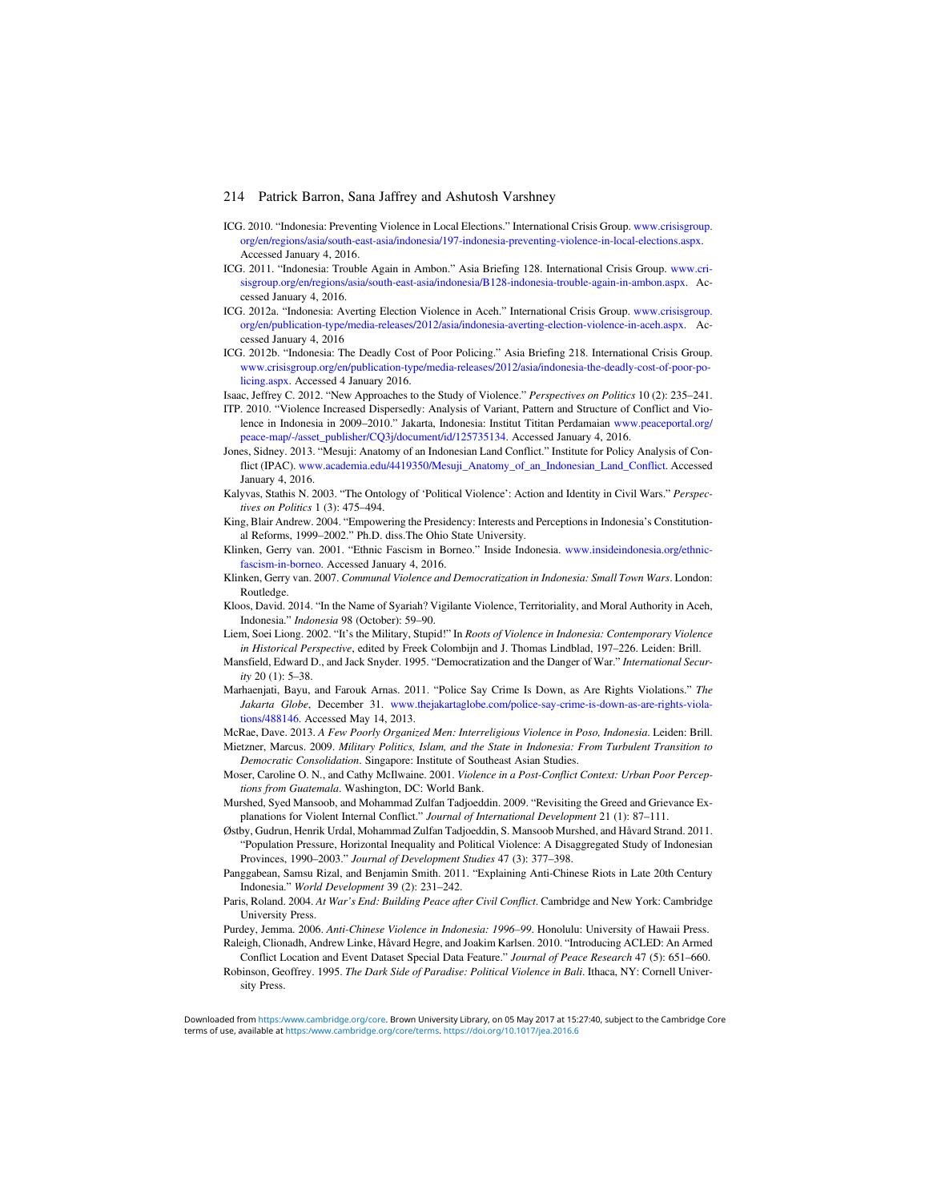ICG. 2010. "Indonesia: Preventing Violence in Local Elections." International Crisis Group. www.crisisgroup.org/en/regions/asia/south-east-asia/indonesia/197-indonesia-preventing-violence-in-local-elections.aspx. Accessed January 4, 2016.

ICG. 2011. "Indonesia: Trouble Again in Ambon." Asia Briefing 128. International Crisis Group. www.crisisgroup.org/en/regions/asia/south-east-asia/indonesia/B128-indonesia-trouble-again-in-ambon.aspx. Accessed January 4, 2016.

ICG. 2012a. "Indonesia: Averting Election Violence in Aceh." International Crisis Group. www.crisisgroup.org/en/publication-type/media-releases/2012/asia/indonesia-averting-election-violence-in-aceh.aspx. Accessed January 4, 2016

ICG. 2012b. "Indonesia: The Deadly Cost of Poor Policing." Asia Briefing 218. International Crisis Group. www.crisisgroup.org/en/publication-type/media-releases/2012/asia/indonesia-the-deadly-cost-of-poor-policing.aspx. Accessed 4 January 2016.

Isaac, Jeffrey C. 2012. "New Approaches to the Study of Violence." *Perspectives on Politics* 10 (2): 235–241.

ITP. 2010. "Violence Increased Dispersedly: Analysis of Variant, Pattern and Structure of Conflict and Violence in Indonesia in 2009–2010." Jakarta, Indonesia: Institut Titian Perdamaian www.peaceportal.org/peace-map/-/asset_publisher/CQ3j/document/id/125735134. Accessed January 4, 2016.

Jones, Sidney. 2013. "Mesuji: Anatomy of an Indonesian Land Conflict." Institute for Policy Analysis of Conflict (IPAC). www.academia.edu/4419350/Mesuji_Anatomy_of_an_Indonesian_Land_Conflict. Accessed January 4, 2016.

Kalyvas, Stathis N. 2003. "The Ontology of 'Political Violence': Action and Identity in Civil Wars." *Perspectives on Politics* 1 (3): 475–494.

King, Blair Andrew. 2004. "Empowering the Presidency: Interests and Perceptions in Indonesia's Constitutional Reforms, 1999–2002." Ph.D. diss.The Ohio State University.

Klinken, Gerry van. 2001. "Ethnic Fascism in Borneo." Inside Indonesia. www.insideindonesia.org/ethnic-fascism-in-borneo. Accessed January 4, 2016.

Klinken, Gerry van. 2007. *Communal Violence and Democratization in Indonesia: Small Town Wars*. London: Routledge.

Kloos, David. 2014. "In the Name of Syariah? Vigilante Violence, Territoriality, and Moral Authority in Aceh, Indonesia." *Indonesia* 98 (October): 59–90.

Liem, Soei Liong. 2002. "It's the Military, Stupid!" In *Roots of Violence in Indonesia: Contemporary Violence in Historical Perspective*, edited by Freek Colombijn and J. Thomas Lindblad, 197–226. Leiden: Brill.

Mansfield, Edward D., and Jack Snyder. 1995. "Democratization and the Danger of War." *International Security* 20 (1): 5–38.

Marhaenjati, Bayu, and Farouk Arnas. 2011. "Police Say Crime Is Down, as Are Rights Violations." *The Jakarta Globe*, December 31. www.thejakartaglobe.com/police-say-crime-is-down-as-are-rights-violations/488146. Accessed May 14, 2013.

McRae, Dave. 2013. *A Few Poorly Organized Men: Interreligious Violence in Poso, Indonesia*. Leiden: Brill.

Mietzner, Marcus. 2009. *Military Politics, Islam, and the State in Indonesia: From Turbulent Transition to Democratic Consolidation*. Singapore: Institute of Southeast Asian Studies.

Moser, Caroline O. N., and Cathy McIlwaine. 2001. *Violence in a Post-Conflict Context: Urban Poor Perceptions from Guatemala*. Washington, DC: World Bank.

Murshed, Syed Mansoob, and Mohammad Zulfan Tadjoeddin. 2009. "Revisiting the Greed and Grievance Explanations for Violent Internal Conflict." *Journal of International Development* 21 (1): 87–111.

Østby, Gudrun, Henrik Urdal, Mohammad Zulfan Tadjoeddin, S. Mansoob Murshed, and Håvard Strand. 2011. "Population Pressure, Horizontal Inequality and Political Violence: A Disaggregated Study of Indonesian Provinces, 1990–2003." *Journal of Development Studies* 47 (3): 377–398.

Panggabean, Samsu Rizal, and Benjamin Smith. 2011. "Explaining Anti-Chinese Riots in Late 20th Century Indonesia." *World Development* 39 (2): 231–242.

Paris, Roland. 2004. *At War's End: Building Peace after Civil Conflict*. Cambridge and New York: Cambridge University Press.

Purdey, Jemma. 2006. *Anti-Chinese Violence in Indonesia: 1996–99*. Honolulu: University of Hawaii Press.

Raleigh, Clionadh, Andrew Linke, Håvard Hegre, and Joakim Karlsen. 2010. "Introducing ACLED: An Armed Conflict Location and Event Dataset Special Data Feature." *Journal of Peace Research* 47 (5): 651–660.

Robinson, Geoffrey. 1995. *The Dark Side of Paradise: Political Violence in Bali*. Ithaca, NY: Cornell University Press.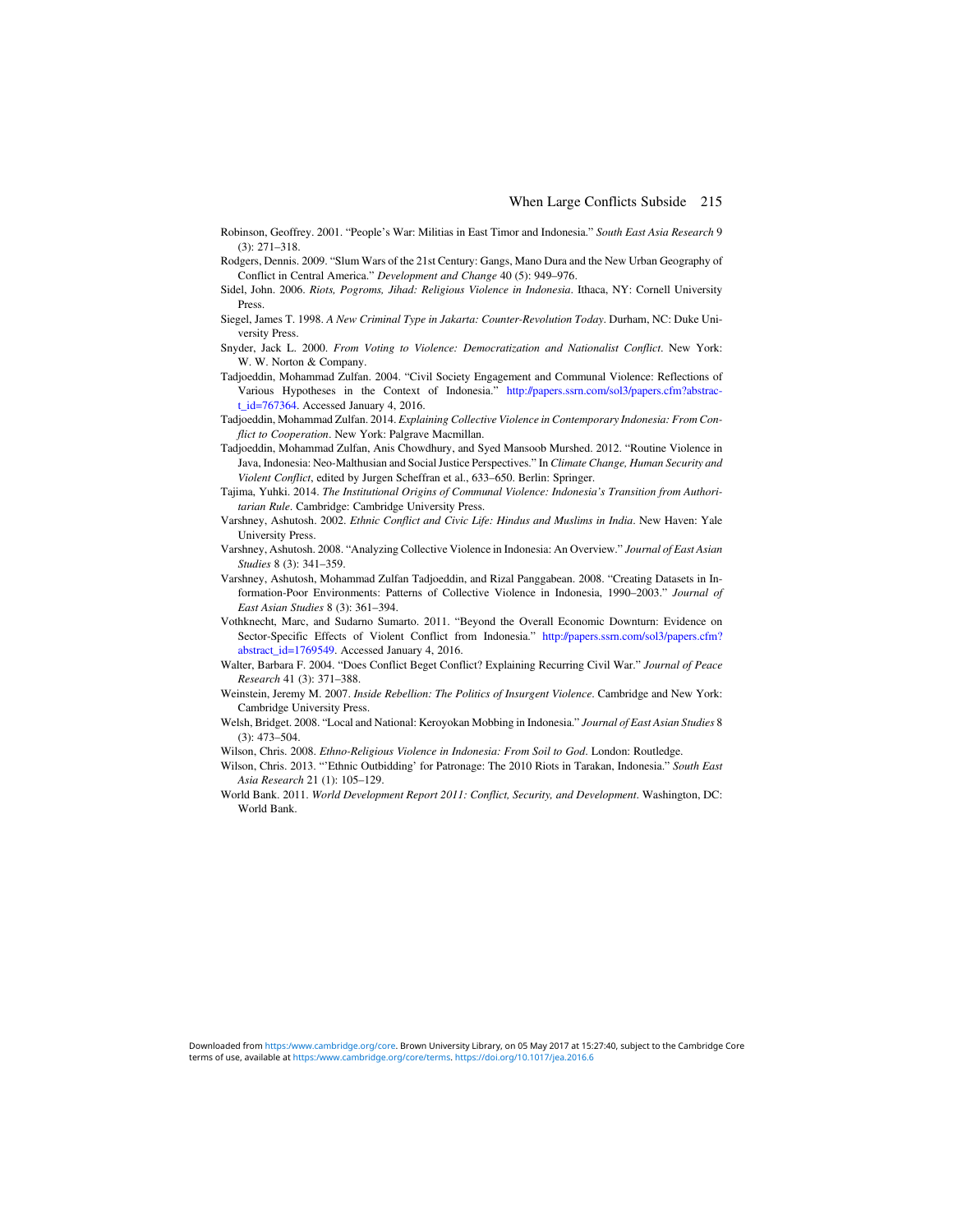Robinson, Geoffrey. 2001. "People's War: Militias in East Timor and Indonesia." *South East Asia Research* 9 (3): 271–318.

Rodgers, Dennis. 2009. "Slum Wars of the 21st Century: Gangs, Mano Dura and the New Urban Geography of Conflict in Central America." *Development and Change* 40 (5): 949–976.

Sidel, John. 2006. *Riots, Pogroms, Jihad: Religious Violence in Indonesia*. Ithaca, NY: Cornell University Press.

Siegel, James T. 1998. *A New Criminal Type in Jakarta: Counter-Revolution Today*. Durham, NC: Duke University Press.

Snyder, Jack L. 2000. *From Voting to Violence: Democratization and Nationalist Conflict*. New York: W. W. Norton & Company.

Tadjoeddin, Mohammad Zulfan. 2004. "Civil Society Engagement and Communal Violence: Reflections of Various Hypotheses in the Context of Indonesia." http://papers.ssrn.com/sol3/papers.cfm?abstract_id=767364. Accessed January 4, 2016.

Tadjoeddin, Mohammad Zulfan. 2014. *Explaining Collective Violence in Contemporary Indonesia: From Conflict to Cooperation*. New York: Palgrave Macmillan.

Tadjoeddin, Mohammad Zulfan, Anis Chowdhury, and Syed Mansoob Murshed. 2012. "Routine Violence in Java, Indonesia: Neo-Malthusian and Social Justice Perspectives." In *Climate Change, Human Security and Violent Conflict*, edited by Jurgen Scheffran et al., 633–650. Berlin: Springer.

Tajima, Yuhki. 2014. *The Institutional Origins of Communal Violence: Indonesia's Transition from Authoritarian Rule*. Cambridge: Cambridge University Press.

Varshney, Ashutosh. 2002. *Ethnic Conflict and Civic Life: Hindus and Muslims in India*. New Haven: Yale University Press.

Varshney, Ashutosh. 2008. "Analyzing Collective Violence in Indonesia: An Overview." *Journal of East Asian Studies* 8 (3): 341–359.

Varshney, Ashutosh, Mohammad Zulfan Tadjoeddin, and Rizal Panggabean. 2008. "Creating Datasets in Information-Poor Environments: Patterns of Collective Violence in Indonesia, 1990–2003." *Journal of East Asian Studies* 8 (3): 361–394.

Vothknecht, Marc, and Sudarno Sumarto. 2011. "Beyond the Overall Economic Downturn: Evidence on Sector-Specific Effects of Violent Conflict from Indonesia." http://papers.ssrn.com/sol3/papers.cfm?abstract_id=1769549. Accessed January 4, 2016.

Walter, Barbara F. 2004. "Does Conflict Beget Conflict? Explaining Recurring Civil War." *Journal of Peace Research* 41 (3): 371–388.

Weinstein, Jeremy M. 2007. *Inside Rebellion: The Politics of Insurgent Violence*. Cambridge and New York: Cambridge University Press.

Welsh, Bridget. 2008. "Local and National: Keroyokan Mobbing in Indonesia." *Journal of East Asian Studies* 8 (3): 473–504.

Wilson, Chris. 2008. *Ethno-Religious Violence in Indonesia: From Soil to God*. London: Routledge.

Wilson, Chris. 2013. "'Ethnic Outbidding' for Patronage: The 2010 Riots in Tarakan, Indonesia." *South East Asia Research* 21 (1): 105–129.

World Bank. 2011. *World Development Report 2011: Conflict, Security, and Development*. Washington, DC: World Bank.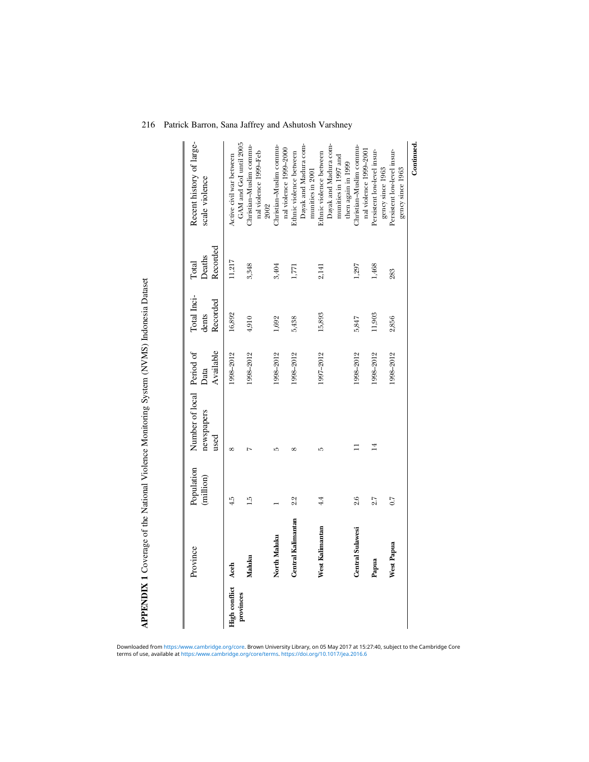**APPENDIX 1** Coverage of the National Violence Monitoring System (NVMS) Indonesia Dataset

| | Province | Population (million) | Number of local newspapers used | Period of Data Available | Total Incidents Recorded | Total Deaths Recorded | Recent history of large-scale violence |
|---|---|---|---|---|---|---|---|
| **High conflict provinces** | **Aceh** | 4.5 | 8 | 1998–2012 | 16,892 | 11,217 | Active civil war between GAM and GoI until 2005 |
| | **Maluku** | 1.5 | 7 | 1998–2012 | 4,910 | 3,348 | Christian–Muslim communal violence 1999–Feb 2002 |
| | **North Maluku** | 1 | 5 | 1998–2012 | 1,692 | 3,404 | Christian–Muslim communal violence 1999–2000 |
| | **Central Kalimantan** | 2.2 | 8 | 1998–2012 | 5,438 | 1,771 | Ethnic violence between Dayak and Madura communities in 2001 |
| | **West Kalimantan** | 4.4 | 5 | 1997–2012 | 15,893 | 2,141 | Ethnic violence between Dayak and Madura communities in 1997 and then again in 1999 |
| | **Central Sulawesi** | 2.6 | 11 | 1998–2012 | 5,847 | 1,297 | Christian–Muslim communal violence 1999–2001 |
| | **Papua** | 2.7 | 14 | 1998–2012 | 11,903 | 1,468 | Persistent low-level insurgency since 1963 |
| | **West Papua** | 0.7 | | 1998–2012 | 2,856 | 283 | Persistent low-level insurgency since 1963 |

**Continued.**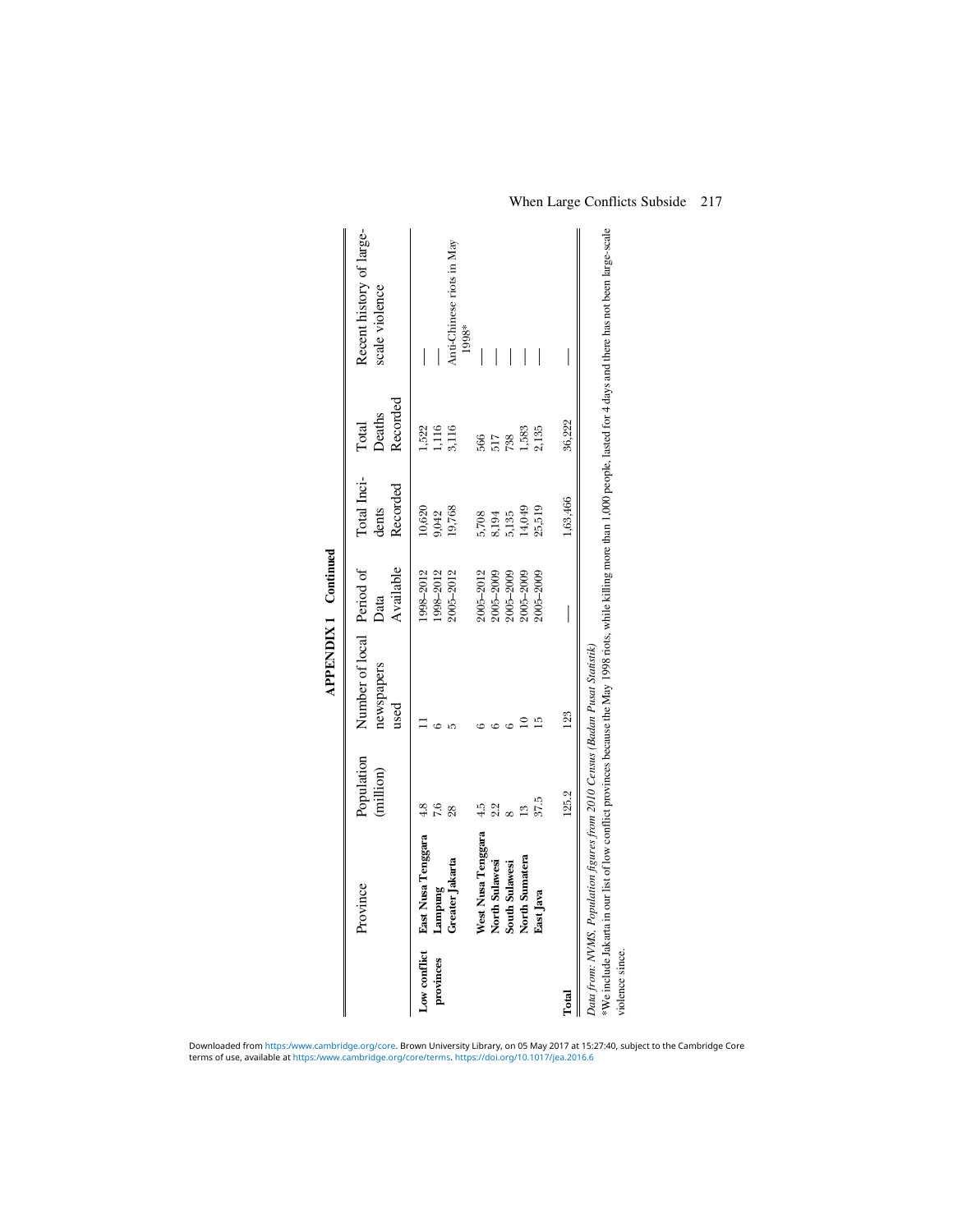**APPENDIX 1 Continued**

| | Province | Population (million) | Number of local newspapers used | Period of Data Available | Total Incidents Recorded | Total Deaths Recorded | Recent history of large-scale violence |
|---|---|---|---|---|---|---|---|
| **Low conflict provinces** | **East Nusa Tenggara** | 4.8 | 11 | 1998–2012 | 10,620 | 1,522 | — |
| | **Lampung** | 7.6 | 6 | 1998–2012 | 9,042 | 1,116 | — |
| | **Greater Jakarta** | 28 | 5 | 2005–2012 | 19,768 | 3,116 | Anti-Chinese riots in May 1998* |
| | **West Nusa Tenggara** | 4.5 | 6 | 2005–2012 | 5,708 | 566 | — |
| | **North Sulawesi** | 2.2 | 6 | 2005–2009 | 8,194 | 517 | — |
| | **South Sulawesi** | 8 | 6 | 2005–2009 | 5,135 | 738 | — |
| | **North Sumatera** | 13 | 10 | 2005–2009 | 14,049 | 1,583 | — |
| | **East Java** | 37.5 | 15 | 2005–2009 | 25,519 | 2,135 | — |
| **Total** | | 125.2 | 123 | — | 1,63,466 | 36,222 | — |

*Data from: NVMS, Population figures from 2010 Census (Badan Pusat Statistik)*

*We include Jakarta in our list of low conflict provinces because the May 1998 riots, while killing more than 1,000 people, lasted for 4 days and there has not been large-scale violence since.